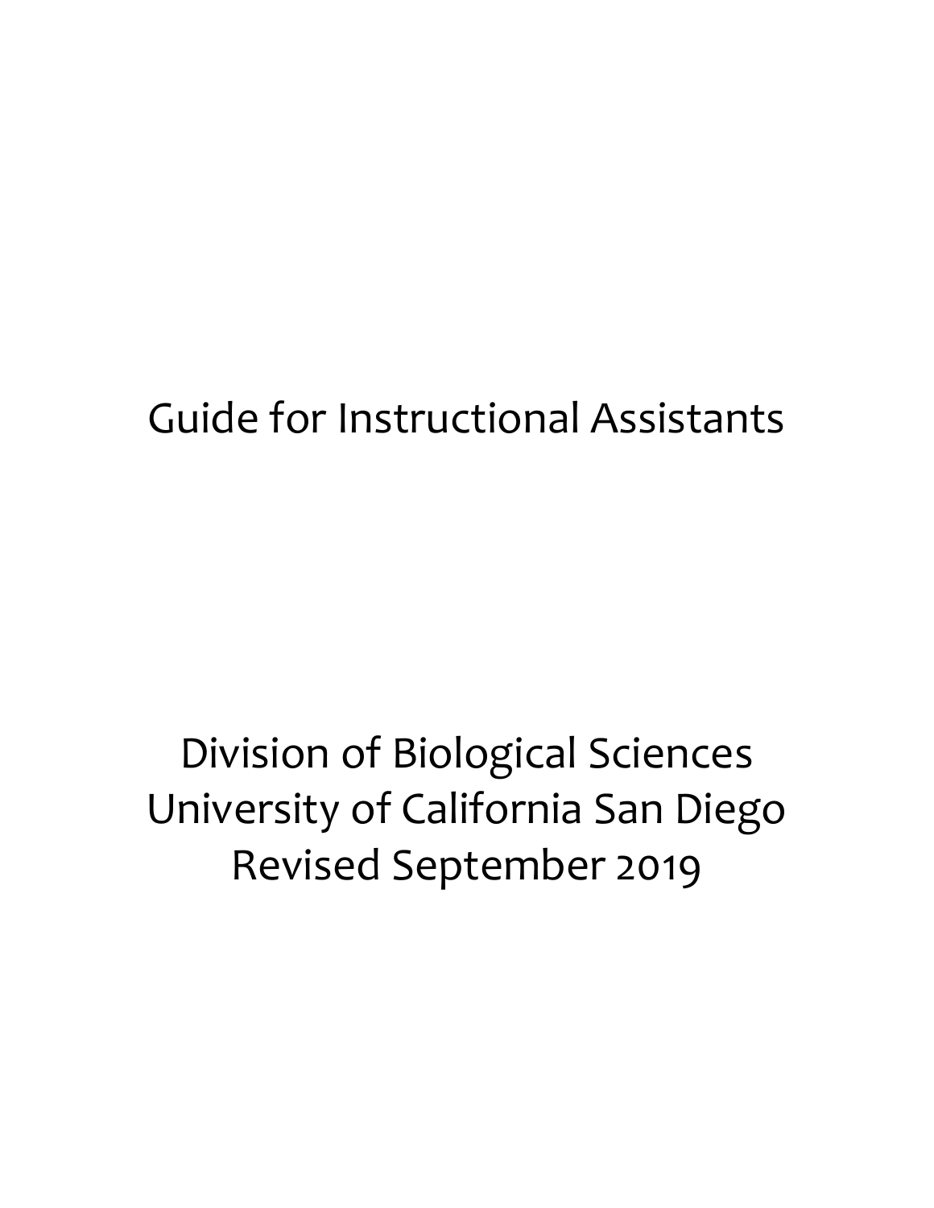# Guide for Instructional Assistants

Division of Biological Sciences
University of California San Diego
Revised September 2019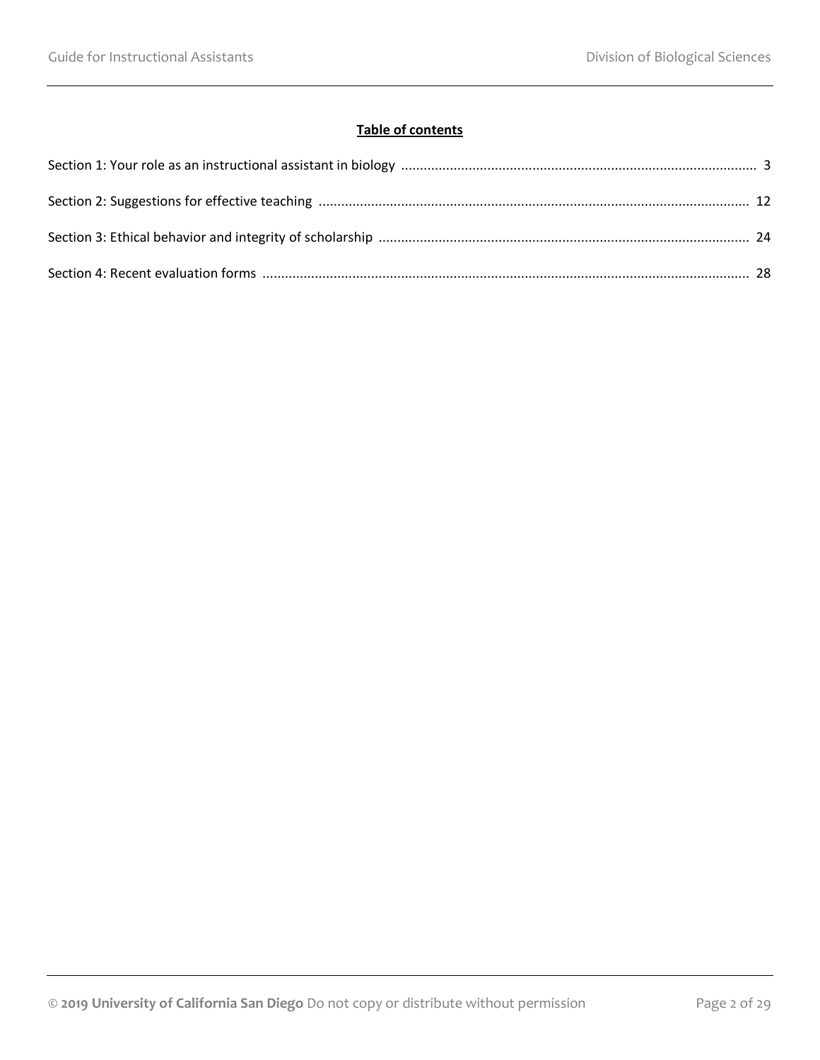**Table of contents**

Section 1: Your role as an instructional assistant in biology .......... 3

Section 2: Suggestions for effective teaching .......... 12

Section 3: Ethical behavior and integrity of scholarship .......... 24

Section 4: Recent evaluation forms .......... 28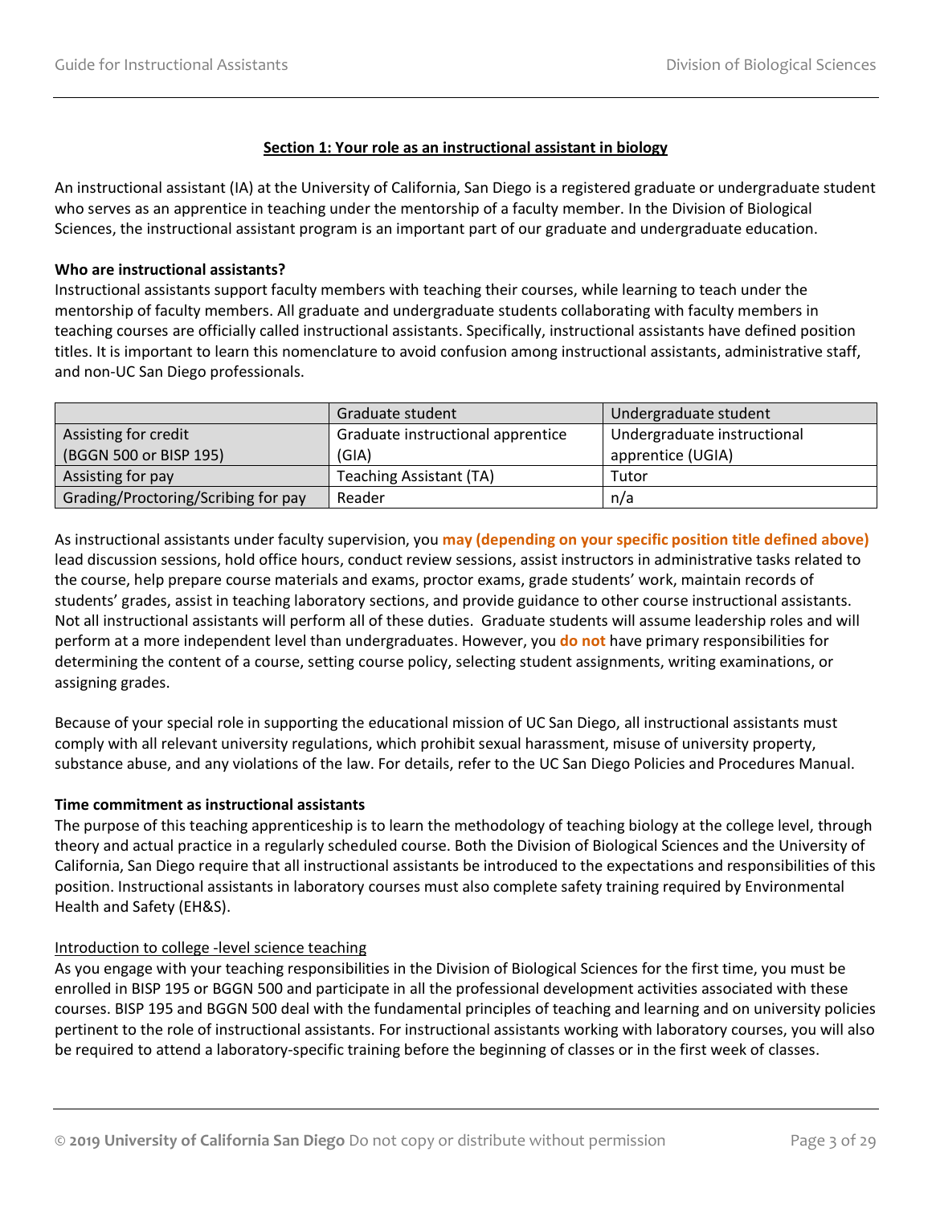## Section 1: Your role as an instructional assistant in biology

An instructional assistant (IA) at the University of California, San Diego is a registered graduate or undergraduate student who serves as an apprentice in teaching under the mentorship of a faculty member. In the Division of Biological Sciences, the instructional assistant program is an important part of our graduate and undergraduate education.

**Who are instructional assistants?**

Instructional assistants support faculty members with teaching their courses, while learning to teach under the mentorship of faculty members. All graduate and undergraduate students collaborating with faculty members in teaching courses are officially called instructional assistants. Specifically, instructional assistants have defined position titles. It is important to learn this nomenclature to avoid confusion among instructional assistants, administrative staff, and non-UC San Diego professionals.

| | Graduate student | Undergraduate student |
|---|---|---|
| Assisting for credit (BGGN 500 or BISP 195) | Graduate instructional apprentice (GIA) | Undergraduate instructional apprentice (UGIA) |
| Assisting for pay | Teaching Assistant (TA) | Tutor |
| Grading/Proctoring/Scribing for pay | Reader | n/a |

As instructional assistants under faculty supervision, you **may (depending on your specific position title defined above)** lead discussion sessions, hold office hours, conduct review sessions, assist instructors in administrative tasks related to the course, help prepare course materials and exams, proctor exams, grade students' work, maintain records of students' grades, assist in teaching laboratory sections, and provide guidance to other course instructional assistants. Not all instructional assistants will perform all of these duties. Graduate students will assume leadership roles and will perform at a more independent level than undergraduates. However, you **do not** have primary responsibilities for determining the content of a course, setting course policy, selecting student assignments, writing examinations, or assigning grades.

Because of your special role in supporting the educational mission of UC San Diego, all instructional assistants must comply with all relevant university regulations, which prohibit sexual harassment, misuse of university property, substance abuse, and any violations of the law. For details, refer to the UC San Diego Policies and Procedures Manual.

**Time commitment as instructional assistants**

The purpose of this teaching apprenticeship is to learn the methodology of teaching biology at the college level, through theory and actual practice in a regularly scheduled course. Both the Division of Biological Sciences and the University of California, San Diego require that all instructional assistants be introduced to the expectations and responsibilities of this position. Instructional assistants in laboratory courses must also complete safety training required by Environmental Health and Safety (EH&S).

Introduction to college -level science teaching

As you engage with your teaching responsibilities in the Division of Biological Sciences for the first time, you must be enrolled in BISP 195 or BGGN 500 and participate in all the professional development activities associated with these courses. BISP 195 and BGGN 500 deal with the fundamental principles of teaching and learning and on university policies pertinent to the role of instructional assistants. For instructional assistants working with laboratory courses, you will also be required to attend a laboratory-specific training before the beginning of classes or in the first week of classes.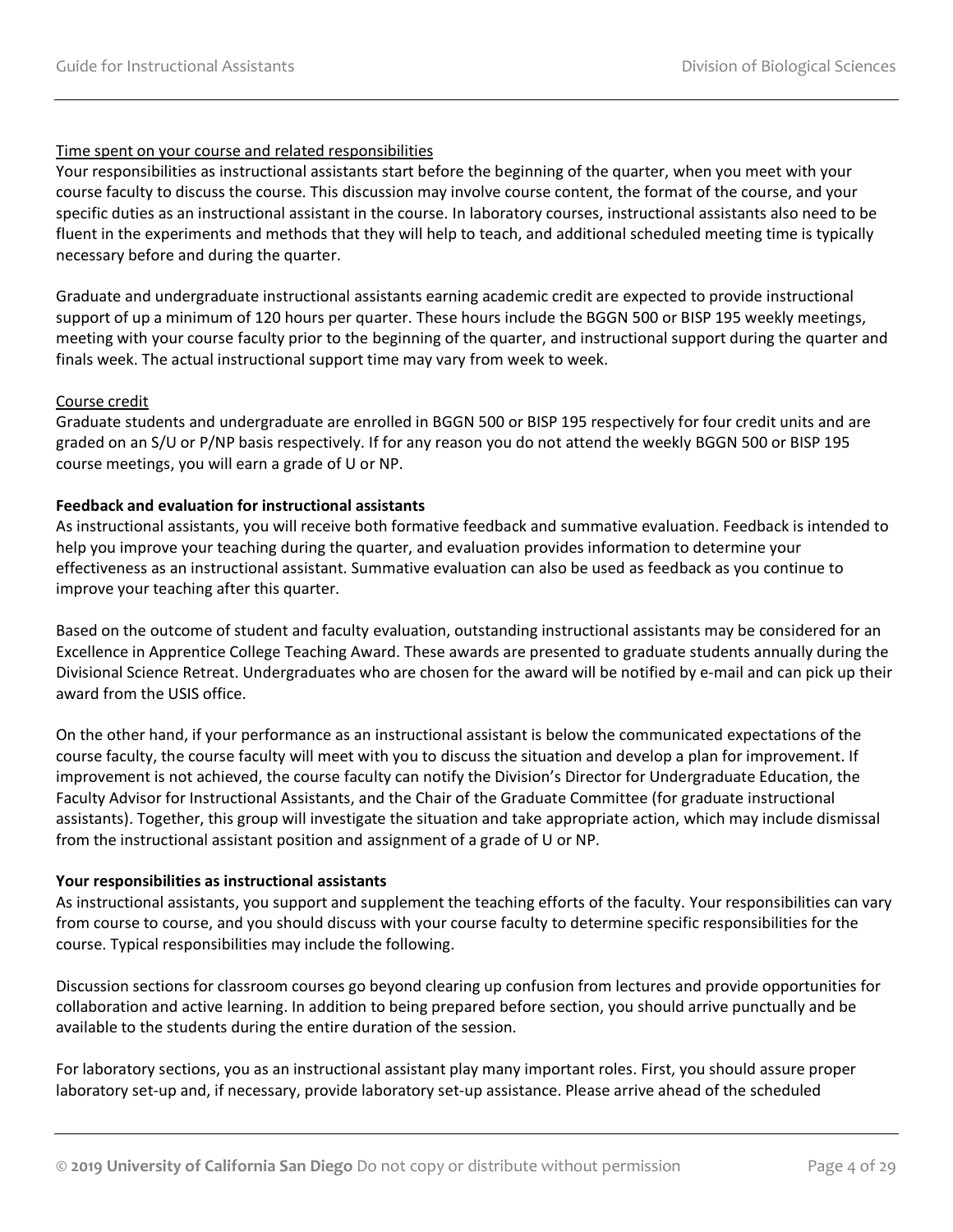Time spent on your course and related responsibilities

Your responsibilities as instructional assistants start before the beginning of the quarter, when you meet with your course faculty to discuss the course. This discussion may involve course content, the format of the course, and your specific duties as an instructional assistant in the course. In laboratory courses, instructional assistants also need to be fluent in the experiments and methods that they will help to teach, and additional scheduled meeting time is typically necessary before and during the quarter.

Graduate and undergraduate instructional assistants earning academic credit are expected to provide instructional support of up a minimum of 120 hours per quarter. These hours include the BGGN 500 or BISP 195 weekly meetings, meeting with your course faculty prior to the beginning of the quarter, and instructional support during the quarter and finals week. The actual instructional support time may vary from week to week.

Course credit

Graduate students and undergraduate are enrolled in BGGN 500 or BISP 195 respectively for four credit units and are graded on an S/U or P/NP basis respectively. If for any reason you do not attend the weekly BGGN 500 or BISP 195 course meetings, you will earn a grade of U or NP.

**Feedback and evaluation for instructional assistants**

As instructional assistants, you will receive both formative feedback and summative evaluation. Feedback is intended to help you improve your teaching during the quarter, and evaluation provides information to determine your effectiveness as an instructional assistant. Summative evaluation can also be used as feedback as you continue to improve your teaching after this quarter.

Based on the outcome of student and faculty evaluation, outstanding instructional assistants may be considered for an Excellence in Apprentice College Teaching Award. These awards are presented to graduate students annually during the Divisional Science Retreat. Undergraduates who are chosen for the award will be notified by e-mail and can pick up their award from the USIS office.

On the other hand, if your performance as an instructional assistant is below the communicated expectations of the course faculty, the course faculty will meet with you to discuss the situation and develop a plan for improvement. If improvement is not achieved, the course faculty can notify the Division's Director for Undergraduate Education, the Faculty Advisor for Instructional Assistants, and the Chair of the Graduate Committee (for graduate instructional assistants). Together, this group will investigate the situation and take appropriate action, which may include dismissal from the instructional assistant position and assignment of a grade of U or NP.

**Your responsibilities as instructional assistants**

As instructional assistants, you support and supplement the teaching efforts of the faculty. Your responsibilities can vary from course to course, and you should discuss with your course faculty to determine specific responsibilities for the course. Typical responsibilities may include the following.

Discussion sections for classroom courses go beyond clearing up confusion from lectures and provide opportunities for collaboration and active learning. In addition to being prepared before section, you should arrive punctually and be available to the students during the entire duration of the session.

For laboratory sections, you as an instructional assistant play many important roles. First, you should assure proper laboratory set-up and, if necessary, provide laboratory set-up assistance. Please arrive ahead of the scheduled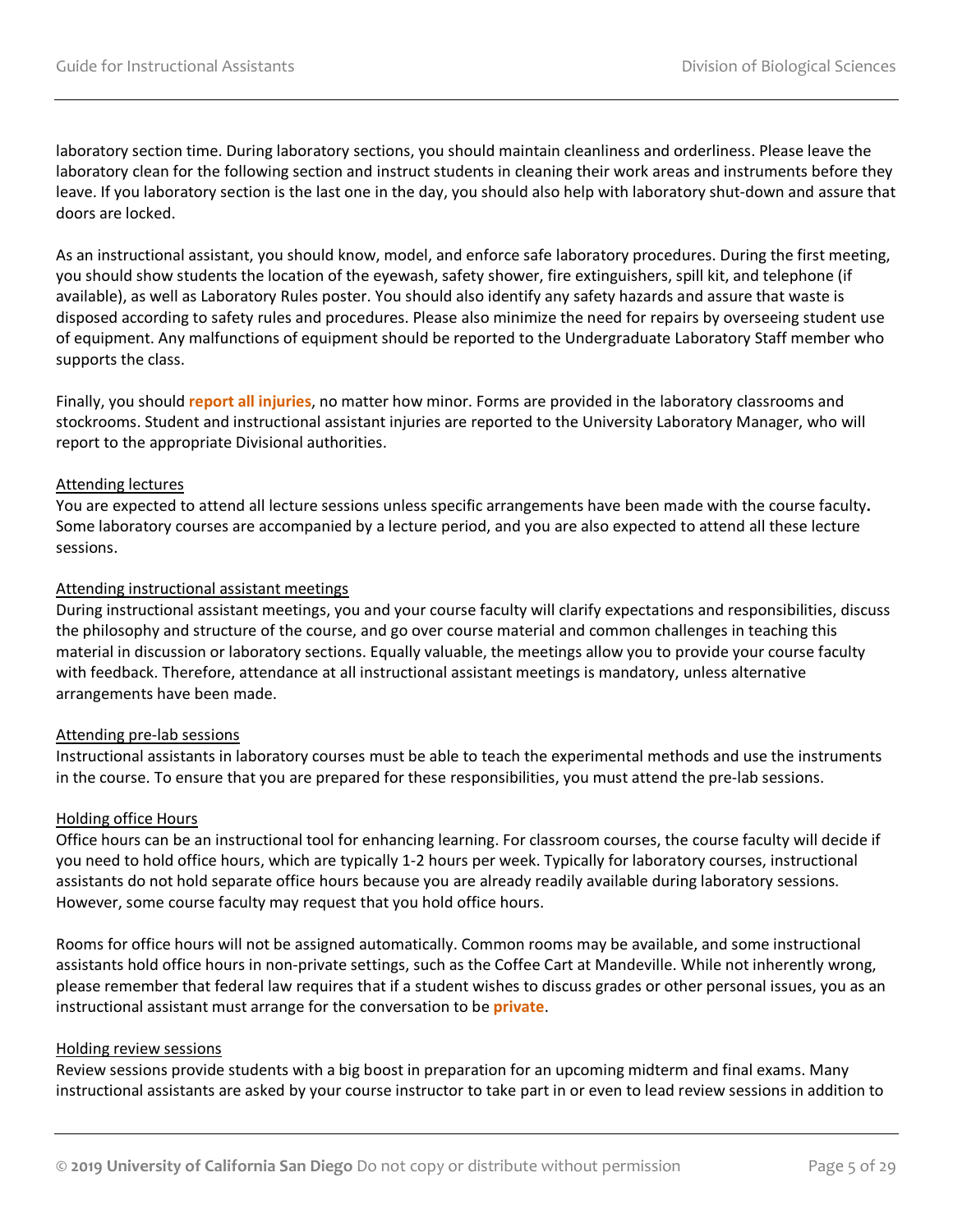laboratory section time. During laboratory sections, you should maintain cleanliness and orderliness. Please leave the laboratory clean for the following section and instruct students in cleaning their work areas and instruments before they leave. If you laboratory section is the last one in the day, you should also help with laboratory shut-down and assure that doors are locked.

As an instructional assistant, you should know, model, and enforce safe laboratory procedures. During the first meeting, you should show students the location of the eyewash, safety shower, fire extinguishers, spill kit, and telephone (if available), as well as Laboratory Rules poster. You should also identify any safety hazards and assure that waste is disposed according to safety rules and procedures. Please also minimize the need for repairs by overseeing student use of equipment. Any malfunctions of equipment should be reported to the Undergraduate Laboratory Staff member who supports the class.

Finally, you should **report all injuries**, no matter how minor. Forms are provided in the laboratory classrooms and stockrooms. Student and instructional assistant injuries are reported to the University Laboratory Manager, who will report to the appropriate Divisional authorities.

<u>Attending lectures</u>

You are expected to attend all lecture sessions unless specific arrangements have been made with the course faculty**.** Some laboratory courses are accompanied by a lecture period, and you are also expected to attend all these lecture sessions.

<u>Attending instructional assistant meetings</u>

During instructional assistant meetings, you and your course faculty will clarify expectations and responsibilities, discuss the philosophy and structure of the course, and go over course material and common challenges in teaching this material in discussion or laboratory sections. Equally valuable, the meetings allow you to provide your course faculty with feedback. Therefore, attendance at all instructional assistant meetings is mandatory, unless alternative arrangements have been made.

<u>Attending pre-lab sessions</u>

Instructional assistants in laboratory courses must be able to teach the experimental methods and use the instruments in the course. To ensure that you are prepared for these responsibilities, you must attend the pre-lab sessions.

<u>Holding office Hours</u>

Office hours can be an instructional tool for enhancing learning. For classroom courses, the course faculty will decide if you need to hold office hours, which are typically 1-2 hours per week. Typically for laboratory courses, instructional assistants do not hold separate office hours because you are already readily available during laboratory sessions. However, some course faculty may request that you hold office hours.

Rooms for office hours will not be assigned automatically. Common rooms may be available, and some instructional assistants hold office hours in non-private settings, such as the Coffee Cart at Mandeville. While not inherently wrong, please remember that federal law requires that if a student wishes to discuss grades or other personal issues, you as an instructional assistant must arrange for the conversation to be **private**.

<u>Holding review sessions</u>

Review sessions provide students with a big boost in preparation for an upcoming midterm and final exams. Many instructional assistants are asked by your course instructor to take part in or even to lead review sessions in addition to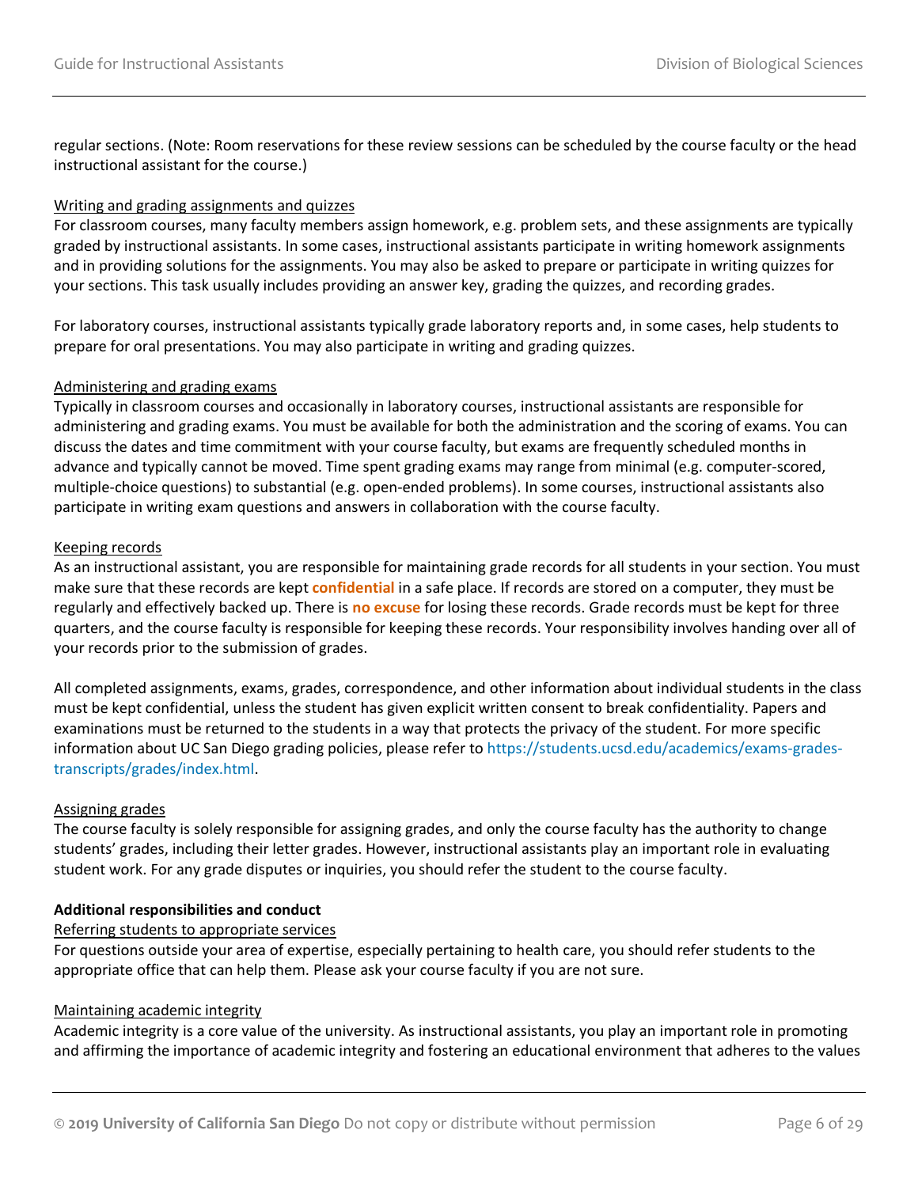regular sections. (Note: Room reservations for these review sessions can be scheduled by the course faculty or the head instructional assistant for the course.)

<u>Writing and grading assignments and quizzes</u>

For classroom courses, many faculty members assign homework, e.g. problem sets, and these assignments are typically graded by instructional assistants. In some cases, instructional assistants participate in writing homework assignments and in providing solutions for the assignments. You may also be asked to prepare or participate in writing quizzes for your sections. This task usually includes providing an answer key, grading the quizzes, and recording grades.

For laboratory courses, instructional assistants typically grade laboratory reports and, in some cases, help students to prepare for oral presentations. You may also participate in writing and grading quizzes.

<u>Administering and grading exams</u>

Typically in classroom courses and occasionally in laboratory courses, instructional assistants are responsible for administering and grading exams. You must be available for both the administration and the scoring of exams. You can discuss the dates and time commitment with your course faculty, but exams are frequently scheduled months in advance and typically cannot be moved. Time spent grading exams may range from minimal (e.g. computer-scored, multiple-choice questions) to substantial (e.g. open-ended problems). In some courses, instructional assistants also participate in writing exam questions and answers in collaboration with the course faculty.

<u>Keeping records</u>

As an instructional assistant, you are responsible for maintaining grade records for all students in your section. You must make sure that these records are kept **confidential** in a safe place. If records are stored on a computer, they must be regularly and effectively backed up. There is **no excuse** for losing these records. Grade records must be kept for three quarters, and the course faculty is responsible for keeping these records. Your responsibility involves handing over all of your records prior to the submission of grades.

All completed assignments, exams, grades, correspondence, and other information about individual students in the class must be kept confidential, unless the student has given explicit written consent to break confidentiality. Papers and examinations must be returned to the students in a way that protects the privacy of the student. For more specific information about UC San Diego grading policies, please refer to https://students.ucsd.edu/academics/exams-grades-transcripts/grades/index.html.

<u>Assigning grades</u>

The course faculty is solely responsible for assigning grades, and only the course faculty has the authority to change students' grades, including their letter grades. However, instructional assistants play an important role in evaluating student work. For any grade disputes or inquiries, you should refer the student to the course faculty.

**Additional responsibilities and conduct**

<u>Referring students to appropriate services</u>

For questions outside your area of expertise, especially pertaining to health care, you should refer students to the appropriate office that can help them. Please ask your course faculty if you are not sure.

<u>Maintaining academic integrity</u>

Academic integrity is a core value of the university. As instructional assistants, you play an important role in promoting and affirming the importance of academic integrity and fostering an educational environment that adheres to the values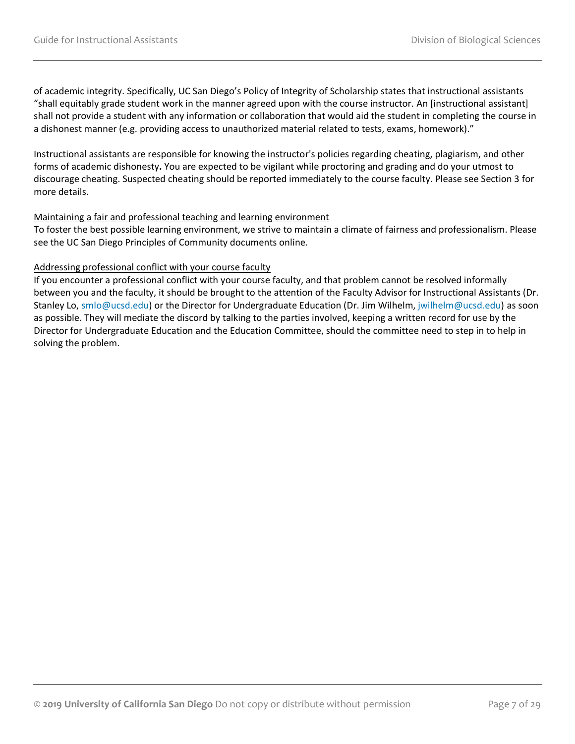of academic integrity. Specifically, UC San Diego's Policy of Integrity of Scholarship states that instructional assistants "shall equitably grade student work in the manner agreed upon with the course instructor. An [instructional assistant] shall not provide a student with any information or collaboration that would aid the student in completing the course in a dishonest manner (e.g. providing access to unauthorized material related to tests, exams, homework)."

Instructional assistants are responsible for knowing the instructor's policies regarding cheating, plagiarism, and other forms of academic dishonesty**.** You are expected to be vigilant while proctoring and grading and do your utmost to discourage cheating. Suspected cheating should be reported immediately to the course faculty. Please see Section 3 for more details.

<u>Maintaining a fair and professional teaching and learning environment</u>

To foster the best possible learning environment, we strive to maintain a climate of fairness and professionalism. Please see the UC San Diego Principles of Community documents online.

<u>Addressing professional conflict with your course faculty</u>

If you encounter a professional conflict with your course faculty, and that problem cannot be resolved informally between you and the faculty, it should be brought to the attention of the Faculty Advisor for Instructional Assistants (Dr. Stanley Lo, smlo@ucsd.edu) or the Director for Undergraduate Education (Dr. Jim Wilhelm, jwilhelm@ucsd.edu) as soon as possible. They will mediate the discord by talking to the parties involved, keeping a written record for use by the Director for Undergraduate Education and the Education Committee, should the committee need to step in to help in solving the problem.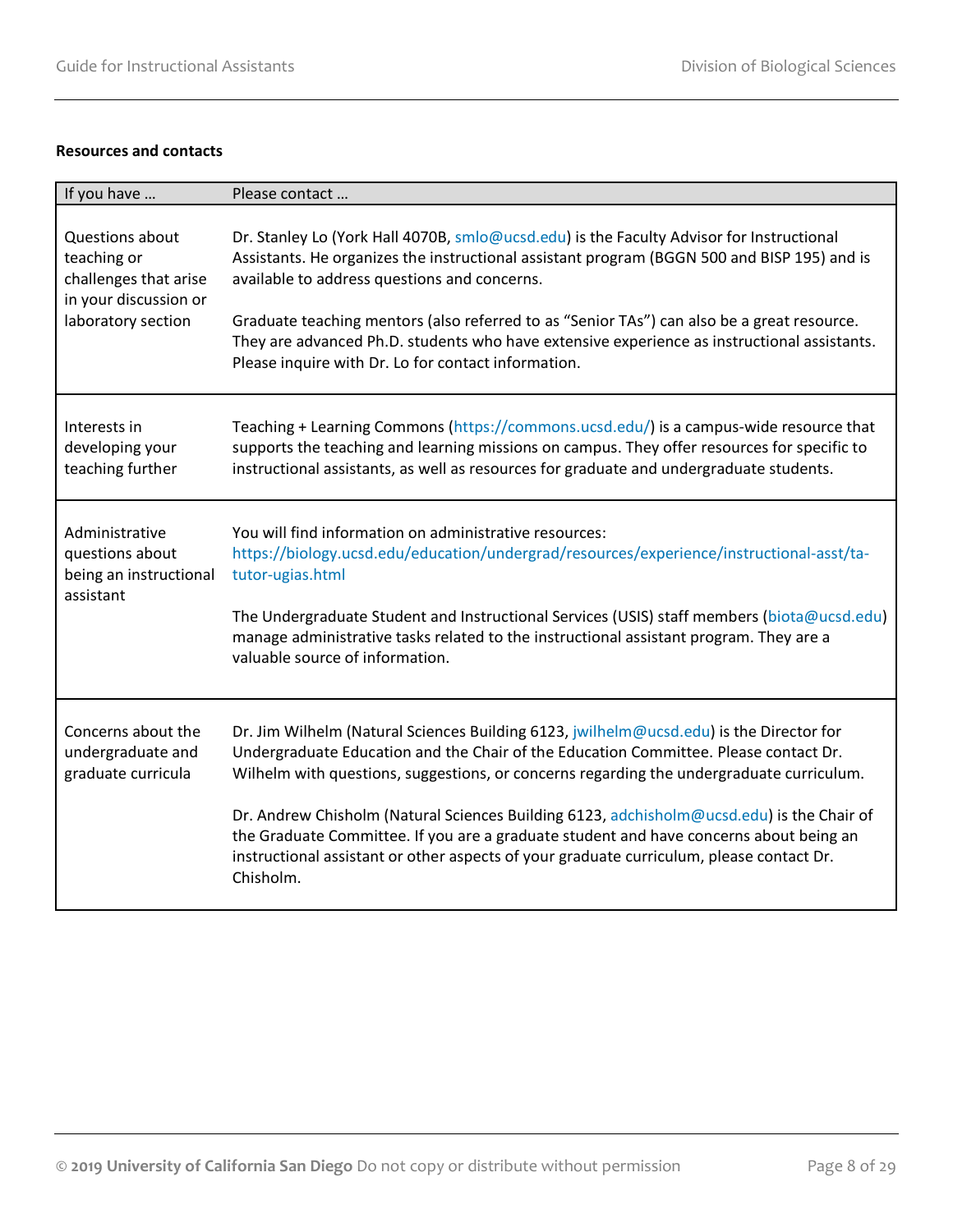**Resources and contacts**

| If you have … | Please contact … |
|---|---|
| Questions about teaching or challenges that arise in your discussion or laboratory section | Dr. Stanley Lo (York Hall 4070B, smlo@ucsd.edu) is the Faculty Advisor for Instructional Assistants. He organizes the instructional assistant program (BGGN 500 and BISP 195) and is available to address questions and concerns.<br><br>Graduate teaching mentors (also referred to as "Senior TAs") can also be a great resource. They are advanced Ph.D. students who have extensive experience as instructional assistants. Please inquire with Dr. Lo for contact information. |
| Interests in developing your teaching further | Teaching + Learning Commons (https://commons.ucsd.edu/) is a campus-wide resource that supports the teaching and learning missions on campus. They offer resources for specific to instructional assistants, as well as resources for graduate and undergraduate students. |
| Administrative questions about being an instructional assistant | You will find information on administrative resources: https://biology.ucsd.edu/education/undergrad/resources/experience/instructional-asst/ta-tutor-ugias.html<br><br>The Undergraduate Student and Instructional Services (USIS) staff members (biota@ucsd.edu) manage administrative tasks related to the instructional assistant program. They are a valuable source of information. |
| Concerns about the undergraduate and graduate curricula | Dr. Jim Wilhelm (Natural Sciences Building 6123, jwilhelm@ucsd.edu) is the Director for Undergraduate Education and the Chair of the Education Committee. Please contact Dr. Wilhelm with questions, suggestions, or concerns regarding the undergraduate curriculum.<br><br>Dr. Andrew Chisholm (Natural Sciences Building 6123, adchisholm@ucsd.edu) is the Chair of the Graduate Committee. If you are a graduate student and have concerns about being an instructional assistant or other aspects of your graduate curriculum, please contact Dr. Chisholm. |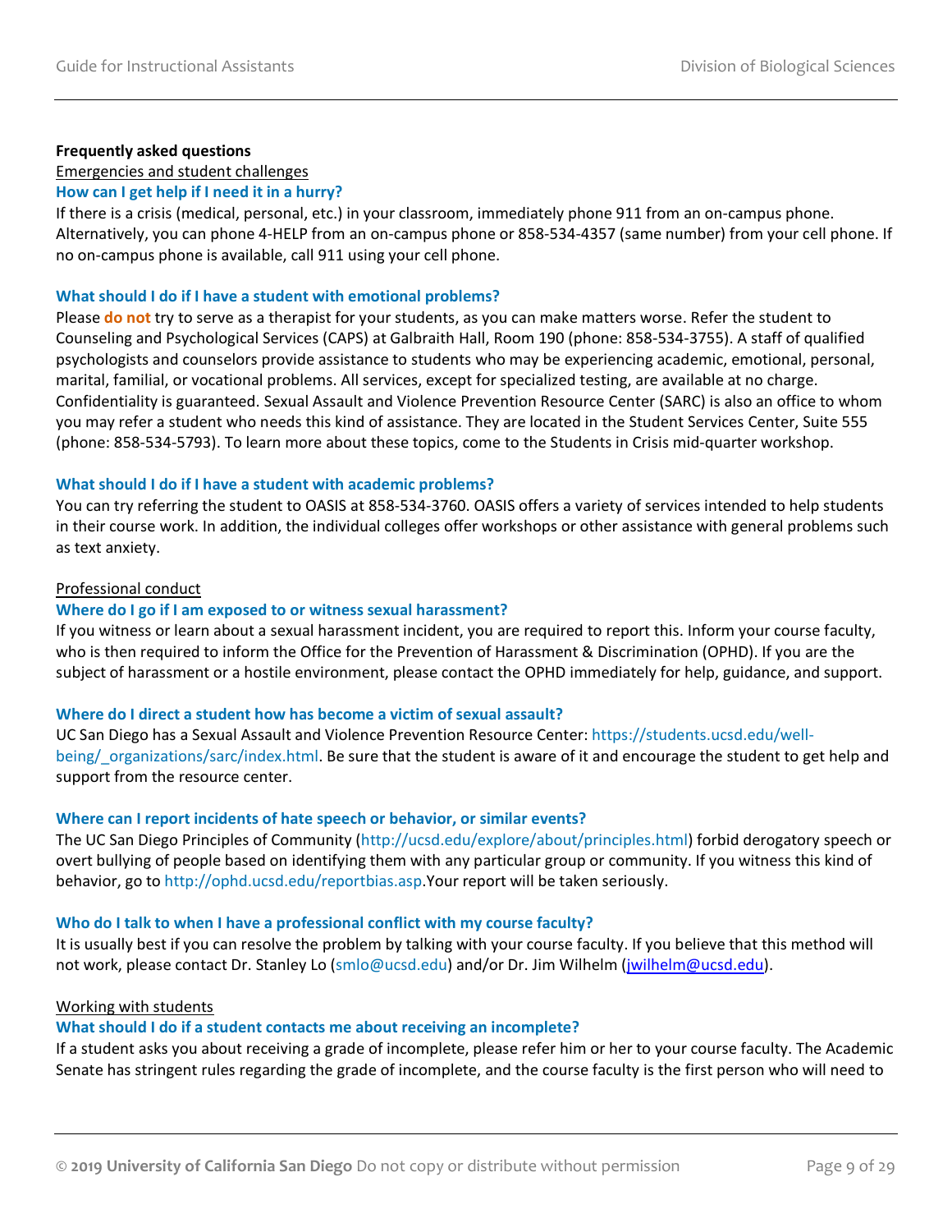**Frequently asked questions**

Emergencies and student challenges

### How can I get help if I need it in a hurry?

If there is a crisis (medical, personal, etc.) in your classroom, immediately phone 911 from an on-campus phone. Alternatively, you can phone 4-HELP from an on-campus phone or 858-534-4357 (same number) from your cell phone. If no on-campus phone is available, call 911 using your cell phone.

### What should I do if I have a student with emotional problems?

Please **do not** try to serve as a therapist for your students, as you can make matters worse. Refer the student to Counseling and Psychological Services (CAPS) at Galbraith Hall, Room 190 (phone: 858-534-3755). A staff of qualified psychologists and counselors provide assistance to students who may be experiencing academic, emotional, personal, marital, familial, or vocational problems. All services, except for specialized testing, are available at no charge. Confidentiality is guaranteed. Sexual Assault and Violence Prevention Resource Center (SARC) is also an office to whom you may refer a student who needs this kind of assistance. They are located in the Student Services Center, Suite 555 (phone: 858-534-5793). To learn more about these topics, come to the Students in Crisis mid-quarter workshop.

### What should I do if I have a student with academic problems?

You can try referring the student to OASIS at 858-534-3760. OASIS offers a variety of services intended to help students in their course work. In addition, the individual colleges offer workshops or other assistance with general problems such as text anxiety.

Professional conduct

### Where do I go if I am exposed to or witness sexual harassment?

If you witness or learn about a sexual harassment incident, you are required to report this. Inform your course faculty, who is then required to inform the Office for the Prevention of Harassment & Discrimination (OPHD). If you are the subject of harassment or a hostile environment, please contact the OPHD immediately for help, guidance, and support.

### Where do I direct a student how has become a victim of sexual assault?

UC San Diego has a Sexual Assault and Violence Prevention Resource Center: https://students.ucsd.edu/well-being/_organizations/sarc/index.html. Be sure that the student is aware of it and encourage the student to get help and support from the resource center.

### Where can I report incidents of hate speech or behavior, or similar events?

The UC San Diego Principles of Community (http://ucsd.edu/explore/about/principles.html) forbid derogatory speech or overt bullying of people based on identifying them with any particular group or community. If you witness this kind of behavior, go to http://ophd.ucsd.edu/reportbias.asp.Your report will be taken seriously.

### Who do I talk to when I have a professional conflict with my course faculty?

It is usually best if you can resolve the problem by talking with your course faculty. If you believe that this method will not work, please contact Dr. Stanley Lo (smlo@ucsd.edu) and/or Dr. Jim Wilhelm (jwilhelm@ucsd.edu).

Working with students

### What should I do if a student contacts me about receiving an incomplete?

If a student asks you about receiving a grade of incomplete, please refer him or her to your course faculty. The Academic Senate has stringent rules regarding the grade of incomplete, and the course faculty is the first person who will need to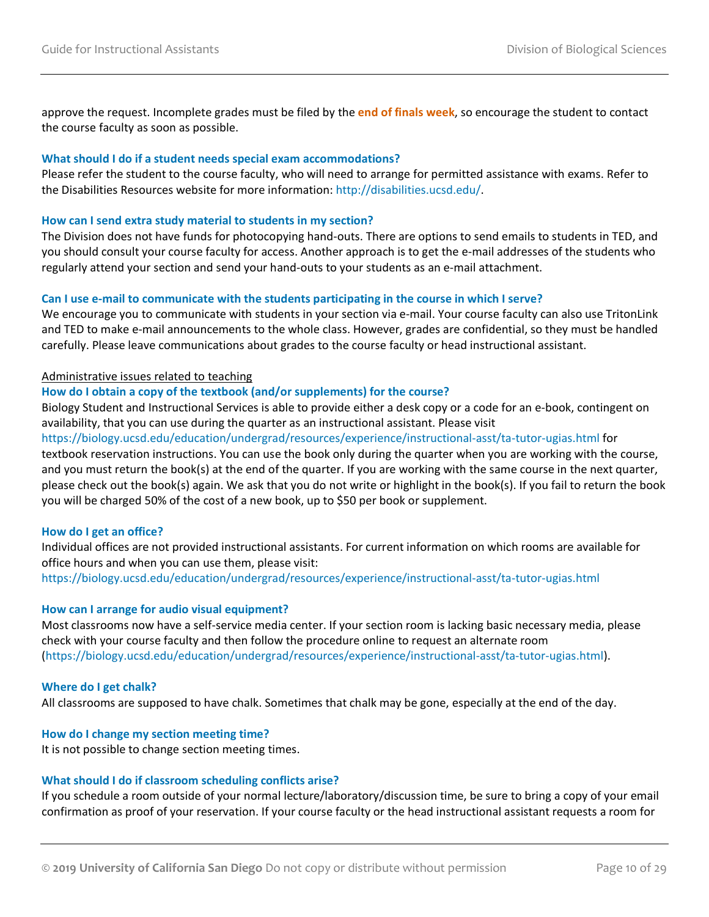approve the request. Incomplete grades must be filed by the **end of finals week**, so encourage the student to contact the course faculty as soon as possible.

### What should I do if a student needs special exam accommodations?

Please refer the student to the course faculty, who will need to arrange for permitted assistance with exams. Refer to the Disabilities Resources website for more information: http://disabilities.ucsd.edu/.

### How can I send extra study material to students in my section?

The Division does not have funds for photocopying hand-outs. There are options to send emails to students in TED, and you should consult your course faculty for access. Another approach is to get the e-mail addresses of the students who regularly attend your section and send your hand-outs to your students as an e-mail attachment.

### Can I use e-mail to communicate with the students participating in the course in which I serve?

We encourage you to communicate with students in your section via e-mail. Your course faculty can also use TritonLink and TED to make e-mail announcements to the whole class. However, grades are confidential, so they must be handled carefully. Please leave communications about grades to the course faculty or head instructional assistant.

## Administrative issues related to teaching

### How do I obtain a copy of the textbook (and/or supplements) for the course?

Biology Student and Instructional Services is able to provide either a desk copy or a code for an e-book, contingent on availability, that you can use during the quarter as an instructional assistant. Please visit https://biology.ucsd.edu/education/undergrad/resources/experience/instructional-asst/ta-tutor-ugias.html for textbook reservation instructions. You can use the book only during the quarter when you are working with the course, and you must return the book(s) at the end of the quarter. If you are working with the same course in the next quarter, please check out the book(s) again. We ask that you do not write or highlight in the book(s). If you fail to return the book you will be charged 50% of the cost of a new book, up to $50 per book or supplement.

### How do I get an office?

Individual offices are not provided instructional assistants. For current information on which rooms are available for office hours and when you can use them, please visit:
https://biology.ucsd.edu/education/undergrad/resources/experience/instructional-asst/ta-tutor-ugias.html

### How can I arrange for audio visual equipment?

Most classrooms now have a self-service media center. If your section room is lacking basic necessary media, please check with your course faculty and then follow the procedure online to request an alternate room (https://biology.ucsd.edu/education/undergrad/resources/experience/instructional-asst/ta-tutor-ugias.html).

### Where do I get chalk?

All classrooms are supposed to have chalk. Sometimes that chalk may be gone, especially at the end of the day.

### How do I change my section meeting time?

It is not possible to change section meeting times.

### What should I do if classroom scheduling conflicts arise?

If you schedule a room outside of your normal lecture/laboratory/discussion time, be sure to bring a copy of your email confirmation as proof of your reservation. If your course faculty or the head instructional assistant requests a room for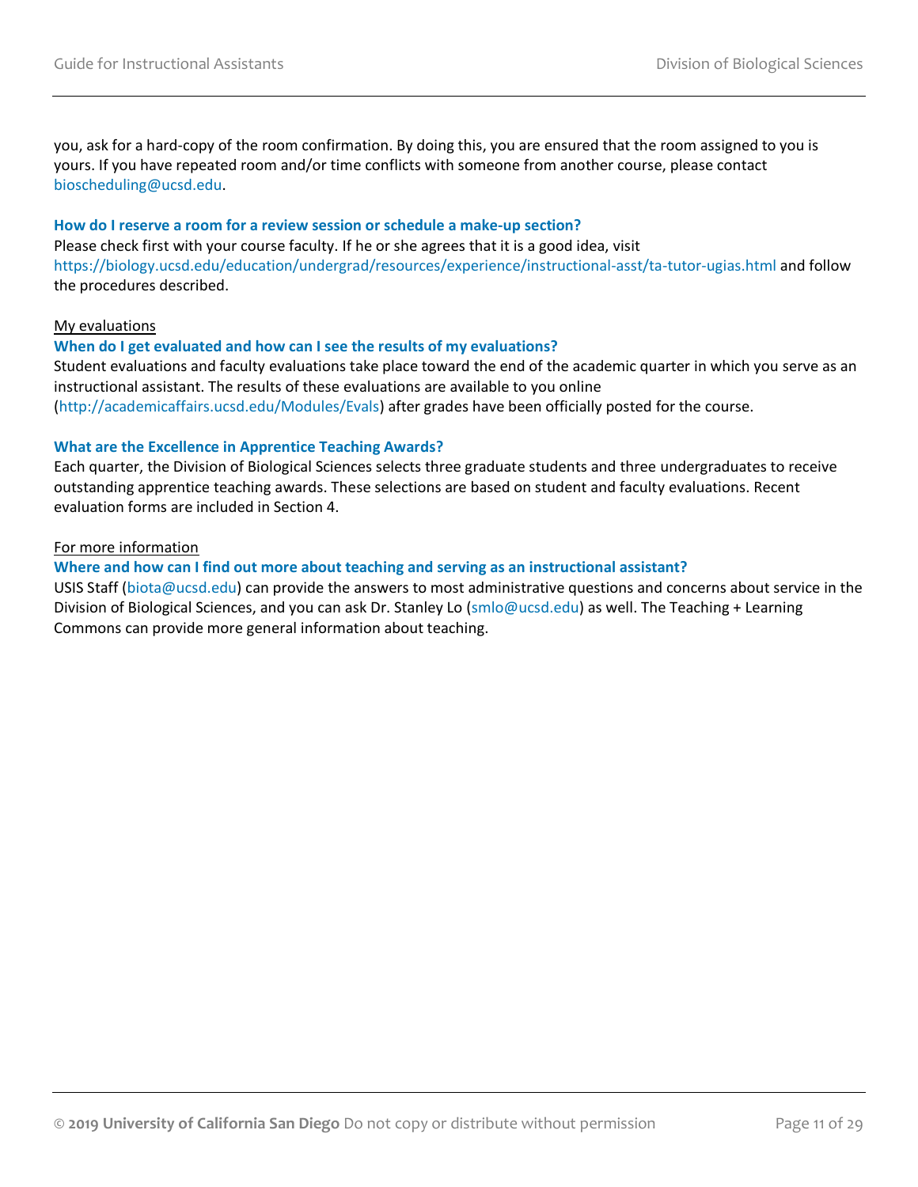you, ask for a hard-copy of the room confirmation. By doing this, you are ensured that the room assigned to you is yours. If you have repeated room and/or time conflicts with someone from another course, please contact biosche​duling@ucsd.edu.

**How do I reserve a room for a review session or schedule a make-up section?**

Please check first with your course faculty. If he or she agrees that it is a good idea, visit https://biology.ucsd.edu/education/undergrad/resources/experience/instructional-asst/ta-tutor-ugias.html and follow the procedures described.

<u>My evaluations</u>

**When do I get evaluated and how can I see the results of my evaluations?**

Student evaluations and faculty evaluations take place toward the end of the academic quarter in which you serve as an instructional assistant. The results of these evaluations are available to you online (http://academicaffairs.ucsd.edu/Modules/Evals) after grades have been officially posted for the course.

**What are the Excellence in Apprentice Teaching Awards?**

Each quarter, the Division of Biological Sciences selects three graduate students and three undergraduates to receive outstanding apprentice teaching awards. These selections are based on student and faculty evaluations. Recent evaluation forms are included in Section 4.

<u>For more information</u>

**Where and how can I find out more about teaching and serving as an instructional assistant?**

USIS Staff (biota@ucsd.edu) can provide the answers to most administrative questions and concerns about service in the Division of Biological Sciences, and you can ask Dr. Stanley Lo (smlo@ucsd.edu) as well. The Teaching + Learning Commons can provide more general information about teaching.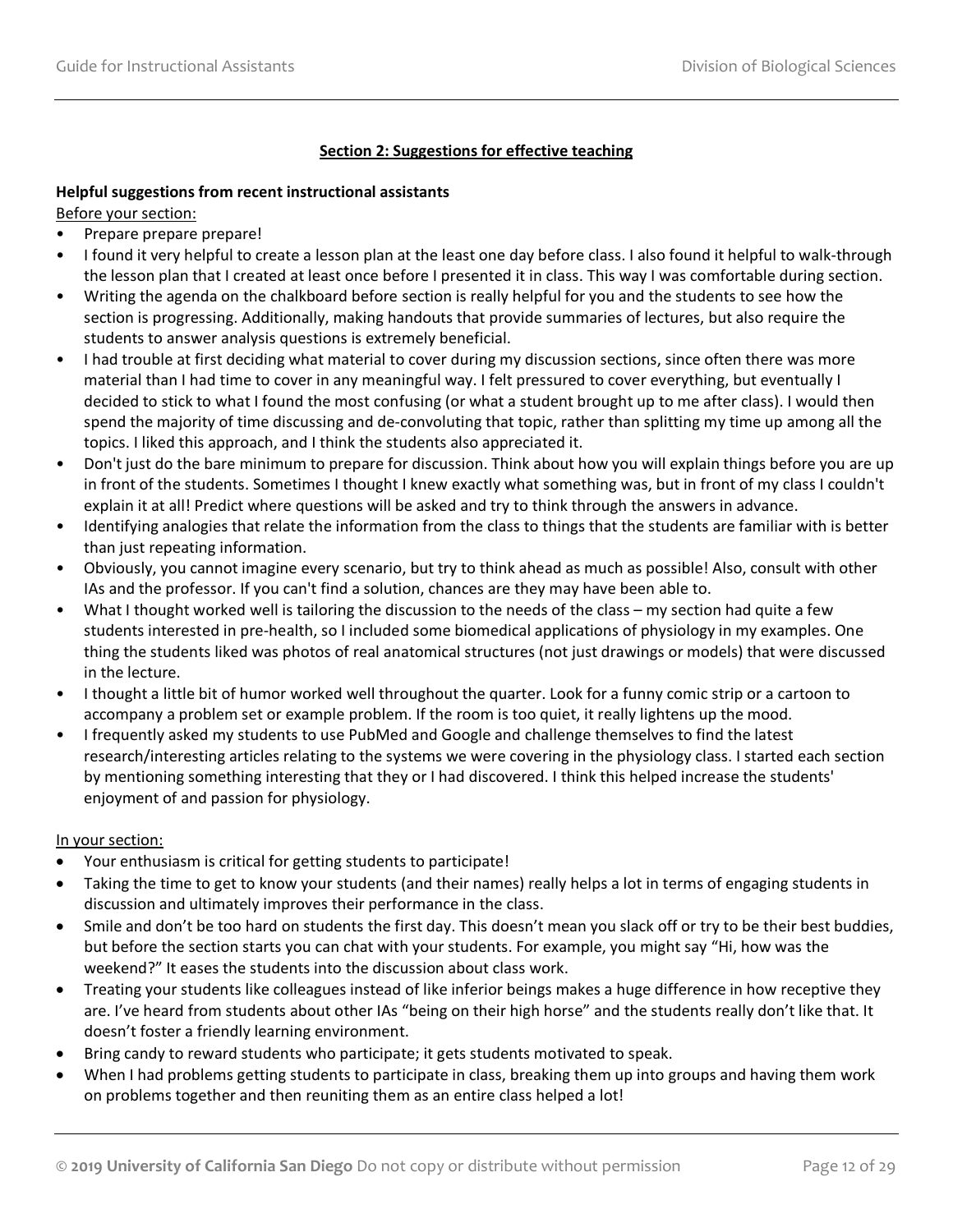## Section 2: Suggestions for effective teaching

**Helpful suggestions from recent instructional assistants**

Before your section:

- Prepare prepare prepare!
- I found it very helpful to create a lesson plan at the least one day before class. I also found it helpful to walk-through the lesson plan that I created at least once before I presented it in class. This way I was comfortable during section.
- Writing the agenda on the chalkboard before section is really helpful for you and the students to see how the section is progressing. Additionally, making handouts that provide summaries of lectures, but also require the students to answer analysis questions is extremely beneficial.
- I had trouble at first deciding what material to cover during my discussion sections, since often there was more material than I had time to cover in any meaningful way. I felt pressured to cover everything, but eventually I decided to stick to what I found the most confusing (or what a student brought up to me after class). I would then spend the majority of time discussing and de-convoluting that topic, rather than splitting my time up among all the topics. I liked this approach, and I think the students also appreciated it.
- Don't just do the bare minimum to prepare for discussion. Think about how you will explain things before you are up in front of the students. Sometimes I thought I knew exactly what something was, but in front of my class I couldn't explain it at all! Predict where questions will be asked and try to think through the answers in advance.
- Identifying analogies that relate the information from the class to things that the students are familiar with is better than just repeating information.
- Obviously, you cannot imagine every scenario, but try to think ahead as much as possible! Also, consult with other IAs and the professor. If you can't find a solution, chances are they may have been able to.
- What I thought worked well is tailoring the discussion to the needs of the class – my section had quite a few students interested in pre-health, so I included some biomedical applications of physiology in my examples. One thing the students liked was photos of real anatomical structures (not just drawings or models) that were discussed in the lecture.
- I thought a little bit of humor worked well throughout the quarter. Look for a funny comic strip or a cartoon to accompany a problem set or example problem. If the room is too quiet, it really lightens up the mood.
- I frequently asked my students to use PubMed and Google and challenge themselves to find the latest research/interesting articles relating to the systems we were covering in the physiology class. I started each section by mentioning something interesting that they or I had discovered. I think this helped increase the students' enjoyment of and passion for physiology.

In your section:

- Your enthusiasm is critical for getting students to participate!
- Taking the time to get to know your students (and their names) really helps a lot in terms of engaging students in discussion and ultimately improves their performance in the class.
- Smile and don't be too hard on students the first day. This doesn't mean you slack off or try to be their best buddies, but before the section starts you can chat with your students. For example, you might say "Hi, how was the weekend?" It eases the students into the discussion about class work.
- Treating your students like colleagues instead of like inferior beings makes a huge difference in how receptive they are. I've heard from students about other IAs "being on their high horse" and the students really don't like that. It doesn't foster a friendly learning environment.
- Bring candy to reward students who participate; it gets students motivated to speak.
- When I had problems getting students to participate in class, breaking them up into groups and having them work on problems together and then reuniting them as an entire class helped a lot!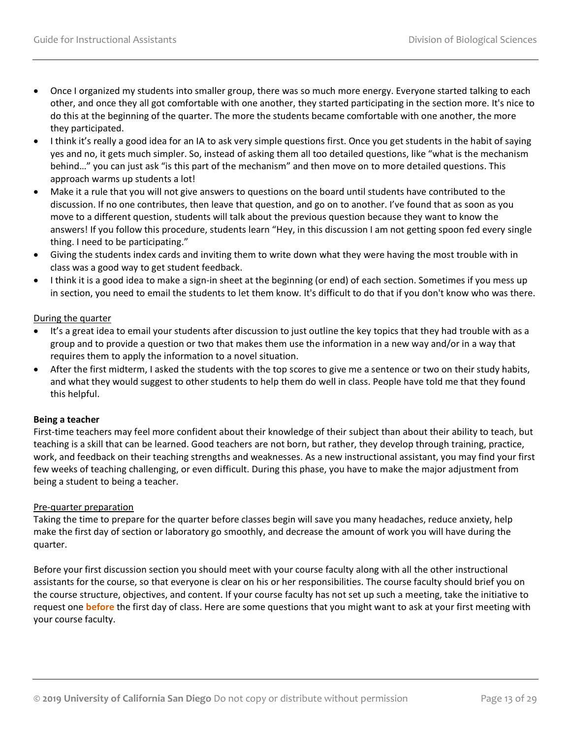- Once I organized my students into smaller group, there was so much more energy. Everyone started talking to each other, and once they all got comfortable with one another, they started participating in the section more. It's nice to do this at the beginning of the quarter. The more the students became comfortable with one another, the more they participated.
- I think it's really a good idea for an IA to ask very simple questions first. Once you get students in the habit of saying yes and no, it gets much simpler. So, instead of asking them all too detailed questions, like "what is the mechanism behind…" you can just ask "is this part of the mechanism" and then move on to more detailed questions. This approach warms up students a lot!
- Make it a rule that you will not give answers to questions on the board until students have contributed to the discussion. If no one contributes, then leave that question, and go on to another. I've found that as soon as you move to a different question, students will talk about the previous question because they want to know the answers! If you follow this procedure, students learn "Hey, in this discussion I am not getting spoon fed every single thing. I need to be participating."
- Giving the students index cards and inviting them to write down what they were having the most trouble with in class was a good way to get student feedback.
- I think it is a good idea to make a sign-in sheet at the beginning (or end) of each section. Sometimes if you mess up in section, you need to email the students to let them know. It's difficult to do that if you don't know who was there.

<u>During the quarter</u>

- It's a great idea to email your students after discussion to just outline the key topics that they had trouble with as a group and to provide a question or two that makes them use the information in a new way and/or in a way that requires them to apply the information to a novel situation.
- After the first midterm, I asked the students with the top scores to give me a sentence or two on their study habits, and what they would suggest to other students to help them do well in class. People have told me that they found this helpful.

**Being a teacher**

First-time teachers may feel more confident about their knowledge of their subject than about their ability to teach, but teaching is a skill that can be learned. Good teachers are not born, but rather, they develop through training, practice, work, and feedback on their teaching strengths and weaknesses. As a new instructional assistant, you may find your first few weeks of teaching challenging, or even difficult. During this phase, you have to make the major adjustment from being a student to being a teacher.

<u>Pre-quarter preparation</u>

Taking the time to prepare for the quarter before classes begin will save you many headaches, reduce anxiety, help make the first day of section or laboratory go smoothly, and decrease the amount of work you will have during the quarter.

Before your first discussion section you should meet with your course faculty along with all the other instructional assistants for the course, so that everyone is clear on his or her responsibilities. The course faculty should brief you on the course structure, objectives, and content. If your course faculty has not set up such a meeting, take the initiative to request one **before** the first day of class. Here are some questions that you might want to ask at your first meeting with your course faculty.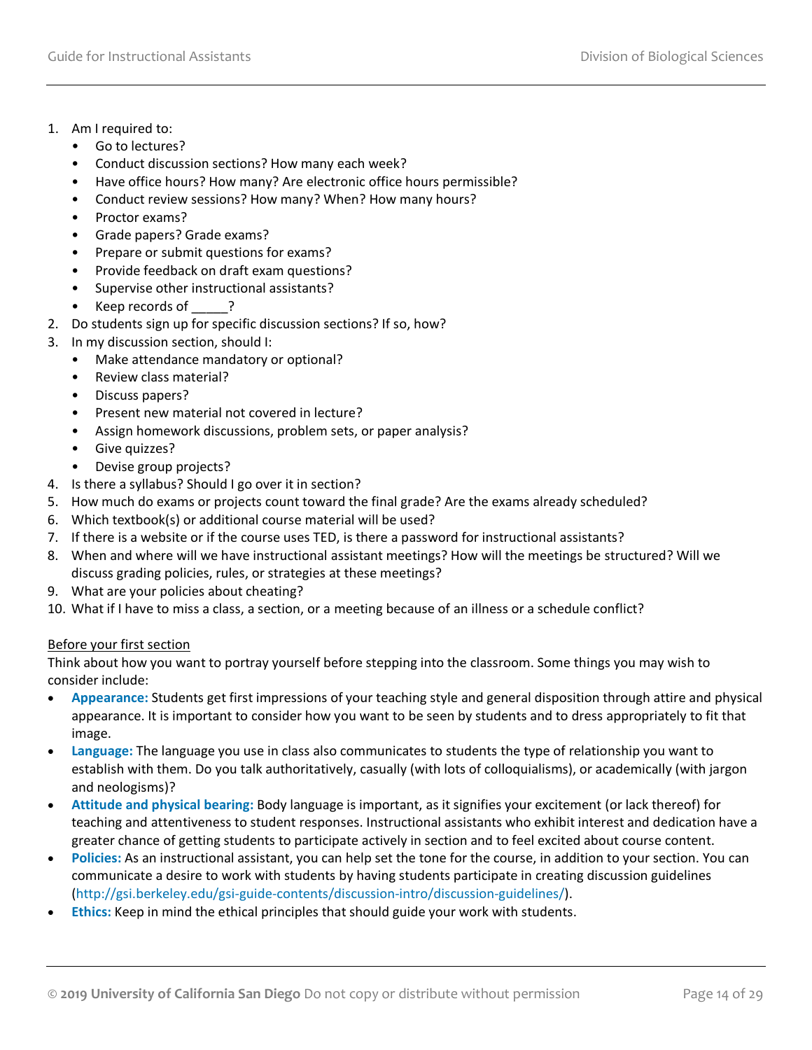1. Am I required to:
    - Go to lectures?
    - Conduct discussion sections? How many each week?
    - Have office hours? How many? Are electronic office hours permissible?
    - Conduct review sessions? How many? When? How many hours?
    - Proctor exams?
    - Grade papers? Grade exams?
    - Prepare or submit questions for exams?
    - Provide feedback on draft exam questions?
    - Supervise other instructional assistants?
    - Keep records of _____?
2. Do students sign up for specific discussion sections? If so, how?
3. In my discussion section, should I:
    - Make attendance mandatory or optional?
    - Review class material?
    - Discuss papers?
    - Present new material not covered in lecture?
    - Assign homework discussions, problem sets, or paper analysis?
    - Give quizzes?
    - Devise group projects?
4. Is there a syllabus? Should I go over it in section?
5. How much do exams or projects count toward the final grade? Are the exams already scheduled?
6. Which textbook(s) or additional course material will be used?
7. If there is a website or if the course uses TED, is there a password for instructional assistants?
8. When and where will we have instructional assistant meetings? How will the meetings be structured? Will we discuss grading policies, rules, or strategies at these meetings?
9. What are your policies about cheating?
10. What if I have to miss a class, a section, or a meeting because of an illness or a schedule conflict?

<u>Before your first section</u>

Think about how you want to portray yourself before stepping into the classroom. Some things you may wish to consider include:

- **Appearance:** Students get first impressions of your teaching style and general disposition through attire and physical appearance. It is important to consider how you want to be seen by students and to dress appropriately to fit that image.
- **Language:** The language you use in class also communicates to students the type of relationship you want to establish with them. Do you talk authoritatively, casually (with lots of colloquialisms), or academically (with jargon and neologisms)?
- **Attitude and physical bearing:** Body language is important, as it signifies your excitement (or lack thereof) for teaching and attentiveness to student responses. Instructional assistants who exhibit interest and dedication have a greater chance of getting students to participate actively in section and to feel excited about course content.
- **Policies:** As an instructional assistant, you can help set the tone for the course, in addition to your section. You can communicate a desire to work with students by having students participate in creating discussion guidelines (http://gsi.berkeley.edu/gsi-guide-contents/discussion-intro/discussion-guidelines/).
- **Ethics:** Keep in mind the ethical principles that should guide your work with students.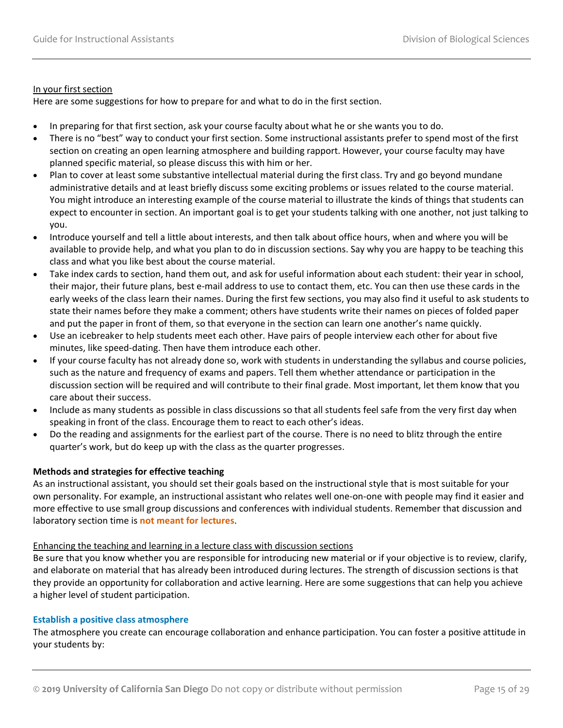<u>In your first section</u>

Here are some suggestions for how to prepare for and what to do in the first section.

- In preparing for that first section, ask your course faculty about what he or she wants you to do.
- There is no "best" way to conduct your first section. Some instructional assistants prefer to spend most of the first section on creating an open learning atmosphere and building rapport. However, your course faculty may have planned specific material, so please discuss this with him or her.
- Plan to cover at least some substantive intellectual material during the first class. Try and go beyond mundane administrative details and at least briefly discuss some exciting problems or issues related to the course material. You might introduce an interesting example of the course material to illustrate the kinds of things that students can expect to encounter in section. An important goal is to get your students talking with one another, not just talking to you.
- Introduce yourself and tell a little about interests, and then talk about office hours, when and where you will be available to provide help, and what you plan to do in discussion sections. Say why you are happy to be teaching this class and what you like best about the course material.
- Take index cards to section, hand them out, and ask for useful information about each student: their year in school, their major, their future plans, best e-mail address to use to contact them, etc. You can then use these cards in the early weeks of the class learn their names. During the first few sections, you may also find it useful to ask students to state their names before they make a comment; others have students write their names on pieces of folded paper and put the paper in front of them, so that everyone in the section can learn one another's name quickly.
- Use an icebreaker to help students meet each other. Have pairs of people interview each other for about five minutes, like speed-dating. Then have them introduce each other.
- If your course faculty has not already done so, work with students in understanding the syllabus and course policies, such as the nature and frequency of exams and papers. Tell them whether attendance or participation in the discussion section will be required and will contribute to their final grade. Most important, let them know that you care about their success.
- Include as many students as possible in class discussions so that all students feel safe from the very first day when speaking in front of the class. Encourage them to react to each other's ideas.
- Do the reading and assignments for the earliest part of the course. There is no need to blitz through the entire quarter's work, but do keep up with the class as the quarter progresses.

**Methods and strategies for effective teaching**

As an instructional assistant, you should set their goals based on the instructional style that is most suitable for your own personality. For example, an instructional assistant who relates well one-on-one with people may find it easier and more effective to use small group discussions and conferences with individual students. Remember that discussion and laboratory section time is **not meant for lectures**.

<u>Enhancing the teaching and learning in a lecture class with discussion sections</u>

Be sure that you know whether you are responsible for introducing new material or if your objective is to review, clarify, and elaborate on material that has already been introduced during lectures. The strength of discussion sections is that they provide an opportunity for collaboration and active learning. Here are some suggestions that can help you achieve a higher level of student participation.

**Establish a positive class atmosphere**

The atmosphere you create can encourage collaboration and enhance participation. You can foster a positive attitude in your students by: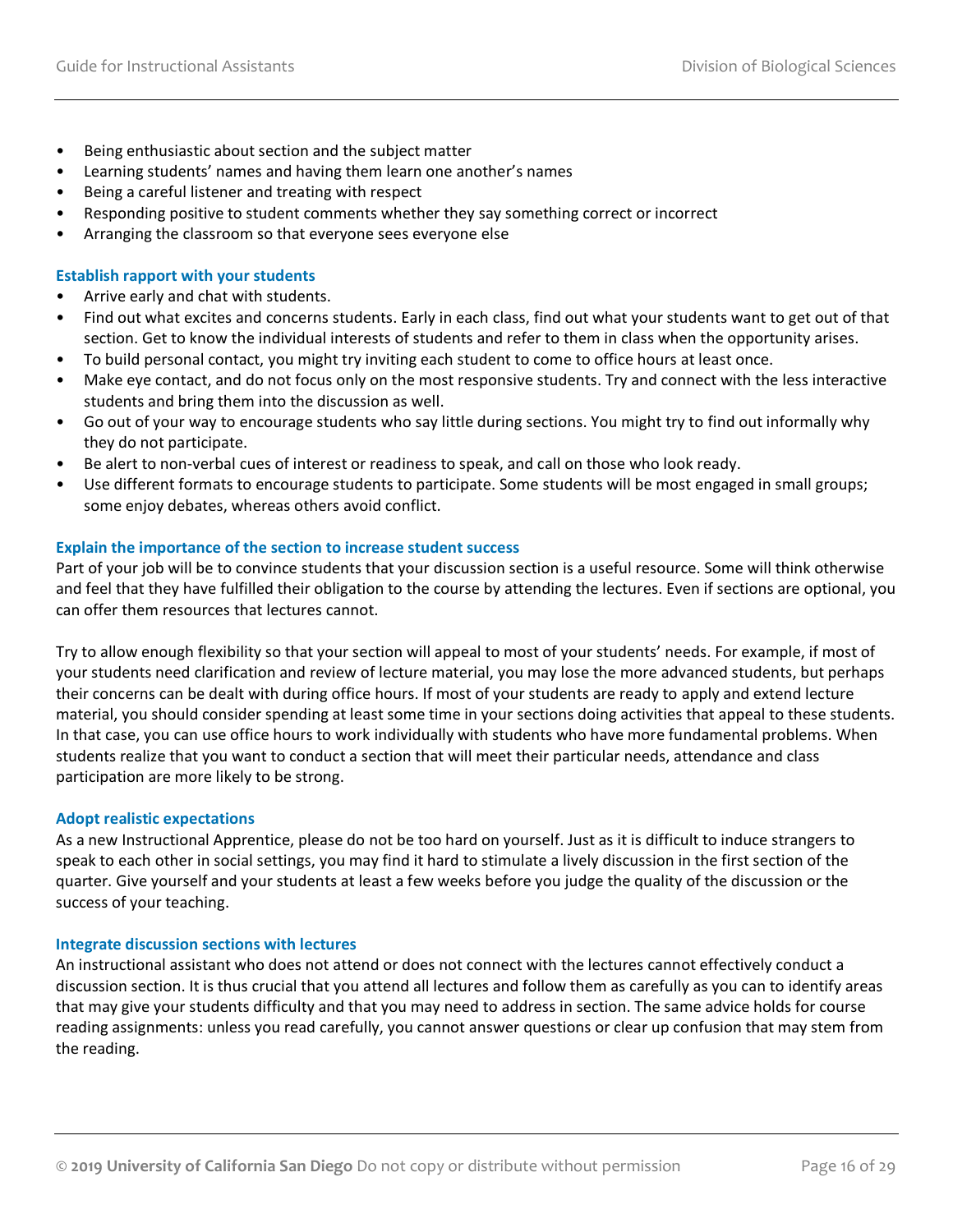- Being enthusiastic about section and the subject matter
- Learning students' names and having them learn one another's names
- Being a careful listener and treating with respect
- Responding positive to student comments whether they say something correct or incorrect
- Arranging the classroom so that everyone sees everyone else

### Establish rapport with your students

- Arrive early and chat with students.
- Find out what excites and concerns students. Early in each class, find out what your students want to get out of that section. Get to know the individual interests of students and refer to them in class when the opportunity arises.
- To build personal contact, you might try inviting each student to come to office hours at least once.
- Make eye contact, and do not focus only on the most responsive students. Try and connect with the less interactive students and bring them into the discussion as well.
- Go out of your way to encourage students who say little during sections. You might try to find out informally why they do not participate.
- Be alert to non-verbal cues of interest or readiness to speak, and call on those who look ready.
- Use different formats to encourage students to participate. Some students will be most engaged in small groups; some enjoy debates, whereas others avoid conflict.

### Explain the importance of the section to increase student success

Part of your job will be to convince students that your discussion section is a useful resource. Some will think otherwise and feel that they have fulfilled their obligation to the course by attending the lectures. Even if sections are optional, you can offer them resources that lectures cannot.

Try to allow enough flexibility so that your section will appeal to most of your students' needs. For example, if most of your students need clarification and review of lecture material, you may lose the more advanced students, but perhaps their concerns can be dealt with during office hours. If most of your students are ready to apply and extend lecture material, you should consider spending at least some time in your sections doing activities that appeal to these students. In that case, you can use office hours to work individually with students who have more fundamental problems. When students realize that you want to conduct a section that will meet their particular needs, attendance and class participation are more likely to be strong.

### Adopt realistic expectations

As a new Instructional Apprentice, please do not be too hard on yourself. Just as it is difficult to induce strangers to speak to each other in social settings, you may find it hard to stimulate a lively discussion in the first section of the quarter. Give yourself and your students at least a few weeks before you judge the quality of the discussion or the success of your teaching.

### Integrate discussion sections with lectures

An instructional assistant who does not attend or does not connect with the lectures cannot effectively conduct a discussion section. It is thus crucial that you attend all lectures and follow them as carefully as you can to identify areas that may give your students difficulty and that you may need to address in section. The same advice holds for course reading assignments: unless you read carefully, you cannot answer questions or clear up confusion that may stem from the reading.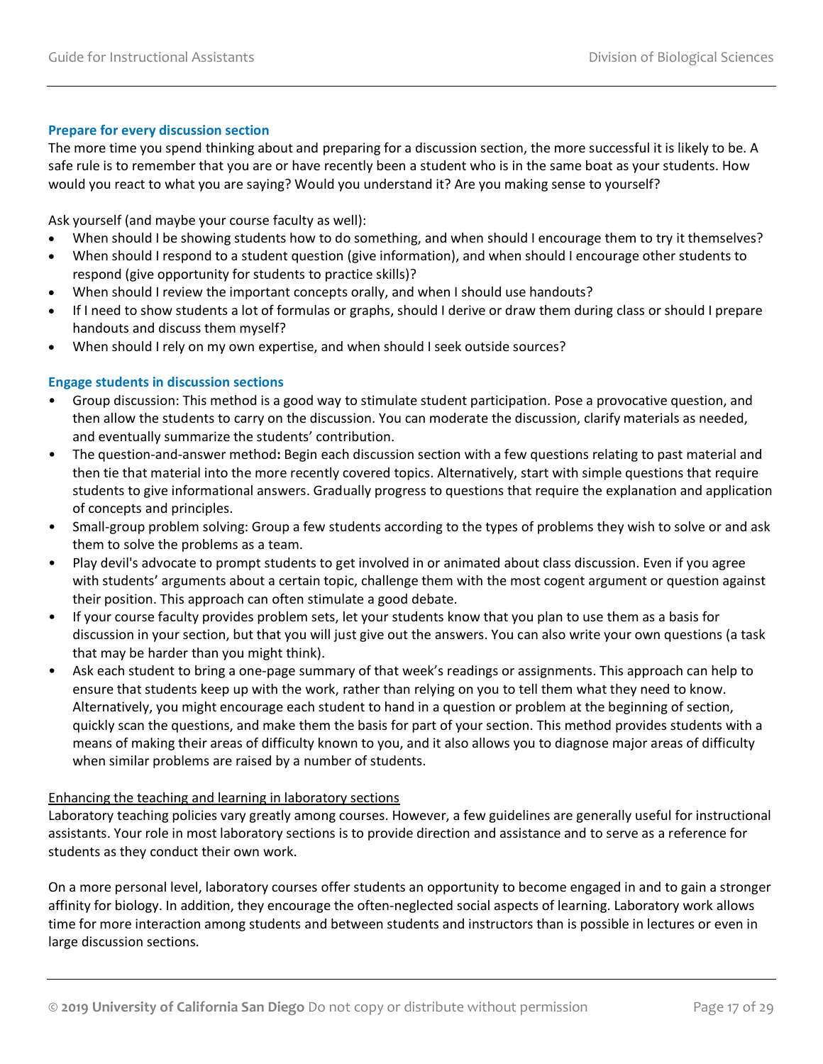### Prepare for every discussion section

The more time you spend thinking about and preparing for a discussion section, the more successful it is likely to be. A safe rule is to remember that you are or have recently been a student who is in the same boat as your students. How would you react to what you are saying? Would you understand it? Are you making sense to yourself?

Ask yourself (and maybe your course faculty as well):

- When should I be showing students how to do something, and when should I encourage them to try it themselves?
- When should I respond to a student question (give information), and when should I encourage other students to respond (give opportunity for students to practice skills)?
- When should I review the important concepts orally, and when I should use handouts?
- If I need to show students a lot of formulas or graphs, should I derive or draw them during class or should I prepare handouts and discuss them myself?
- When should I rely on my own expertise, and when should I seek outside sources?

### Engage students in discussion sections

- Group discussion: This method is a good way to stimulate student participation. Pose a provocative question, and then allow the students to carry on the discussion. You can moderate the discussion, clarify materials as needed, and eventually summarize the students' contribution.
- The question-and-answer method**:** Begin each discussion section with a few questions relating to past material and then tie that material into the more recently covered topics. Alternatively, start with simple questions that require students to give informational answers. Gradually progress to questions that require the explanation and application of concepts and principles.
- Small-group problem solving: Group a few students according to the types of problems they wish to solve or and ask them to solve the problems as a team.
- Play devil's advocate to prompt students to get involved in or animated about class discussion. Even if you agree with students' arguments about a certain topic, challenge them with the most cogent argument or question against their position. This approach can often stimulate a good debate.
- If your course faculty provides problem sets, let your students know that you plan to use them as a basis for discussion in your section, but that you will just give out the answers. You can also write your own questions (a task that may be harder than you might think).
- Ask each student to bring a one-page summary of that week's readings or assignments. This approach can help to ensure that students keep up with the work, rather than relying on you to tell them what they need to know. Alternatively, you might encourage each student to hand in a question or problem at the beginning of section, quickly scan the questions, and make them the basis for part of your section. This method provides students with a means of making their areas of difficulty known to you, and it also allows you to diagnose major areas of difficulty when similar problems are raised by a number of students.

<u>Enhancing the teaching and learning in laboratory sections</u>

Laboratory teaching policies vary greatly among courses. However, a few guidelines are generally useful for instructional assistants. Your role in most laboratory sections is to provide direction and assistance and to serve as a reference for students as they conduct their own work.

On a more personal level, laboratory courses offer students an opportunity to become engaged in and to gain a stronger affinity for biology. In addition, they encourage the often-neglected social aspects of learning. Laboratory work allows time for more interaction among students and between students and instructors than is possible in lectures or even in large discussion sections.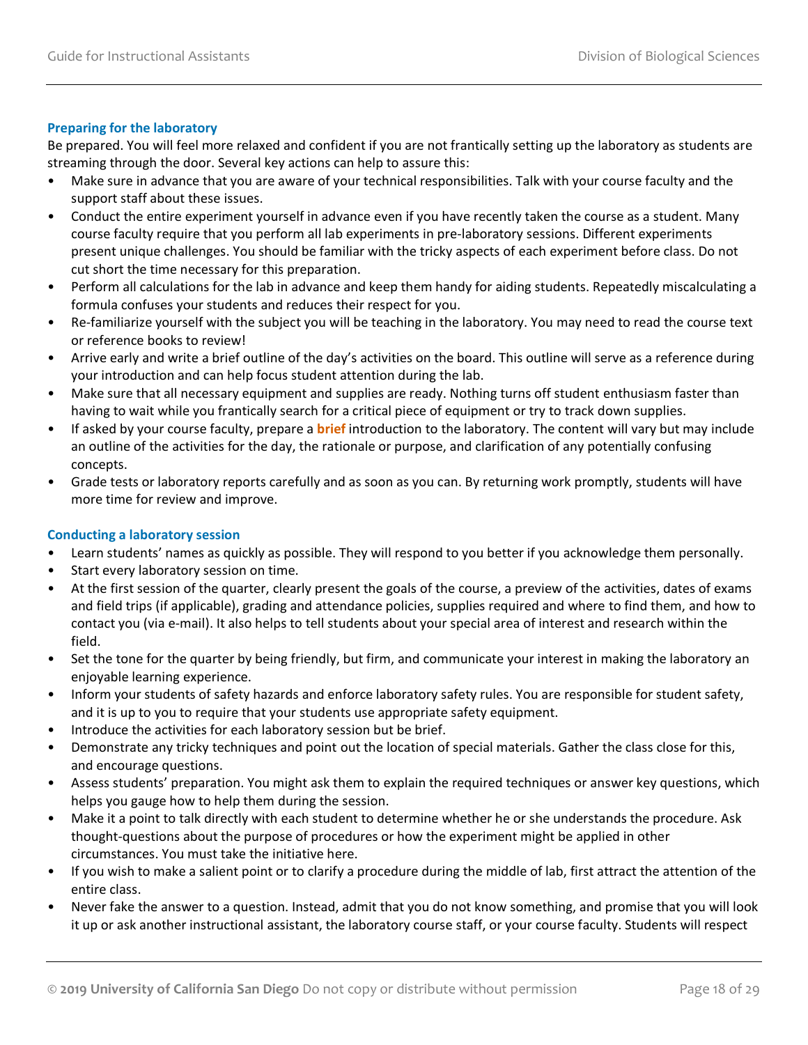### Preparing for the laboratory

Be prepared. You will feel more relaxed and confident if you are not frantically setting up the laboratory as students are streaming through the door. Several key actions can help to assure this:

- Make sure in advance that you are aware of your technical responsibilities. Talk with your course faculty and the support staff about these issues.
- Conduct the entire experiment yourself in advance even if you have recently taken the course as a student. Many course faculty require that you perform all lab experiments in pre-laboratory sessions. Different experiments present unique challenges. You should be familiar with the tricky aspects of each experiment before class. Do not cut short the time necessary for this preparation.
- Perform all calculations for the lab in advance and keep them handy for aiding students. Repeatedly miscalculating a formula confuses your students and reduces their respect for you.
- Re-familiarize yourself with the subject you will be teaching in the laboratory. You may need to read the course text or reference books to review!
- Arrive early and write a brief outline of the day's activities on the board. This outline will serve as a reference during your introduction and can help focus student attention during the lab.
- Make sure that all necessary equipment and supplies are ready. Nothing turns off student enthusiasm faster than having to wait while you frantically search for a critical piece of equipment or try to track down supplies.
- If asked by your course faculty, prepare a **brief** introduction to the laboratory. The content will vary but may include an outline of the activities for the day, the rationale or purpose, and clarification of any potentially confusing concepts.
- Grade tests or laboratory reports carefully and as soon as you can. By returning work promptly, students will have more time for review and improve.

### Conducting a laboratory session

- Learn students' names as quickly as possible. They will respond to you better if you acknowledge them personally.
- Start every laboratory session on time.
- At the first session of the quarter, clearly present the goals of the course, a preview of the activities, dates of exams and field trips (if applicable), grading and attendance policies, supplies required and where to find them, and how to contact you (via e-mail). It also helps to tell students about your special area of interest and research within the field.
- Set the tone for the quarter by being friendly, but firm, and communicate your interest in making the laboratory an enjoyable learning experience.
- Inform your students of safety hazards and enforce laboratory safety rules. You are responsible for student safety, and it is up to you to require that your students use appropriate safety equipment.
- Introduce the activities for each laboratory session but be brief.
- Demonstrate any tricky techniques and point out the location of special materials. Gather the class close for this, and encourage questions.
- Assess students' preparation. You might ask them to explain the required techniques or answer key questions, which helps you gauge how to help them during the session.
- Make it a point to talk directly with each student to determine whether he or she understands the procedure. Ask thought-questions about the purpose of procedures or how the experiment might be applied in other circumstances. You must take the initiative here.
- If you wish to make a salient point or to clarify a procedure during the middle of lab, first attract the attention of the entire class.
- Never fake the answer to a question. Instead, admit that you do not know something, and promise that you will look it up or ask another instructional assistant, the laboratory course staff, or your course faculty. Students will respect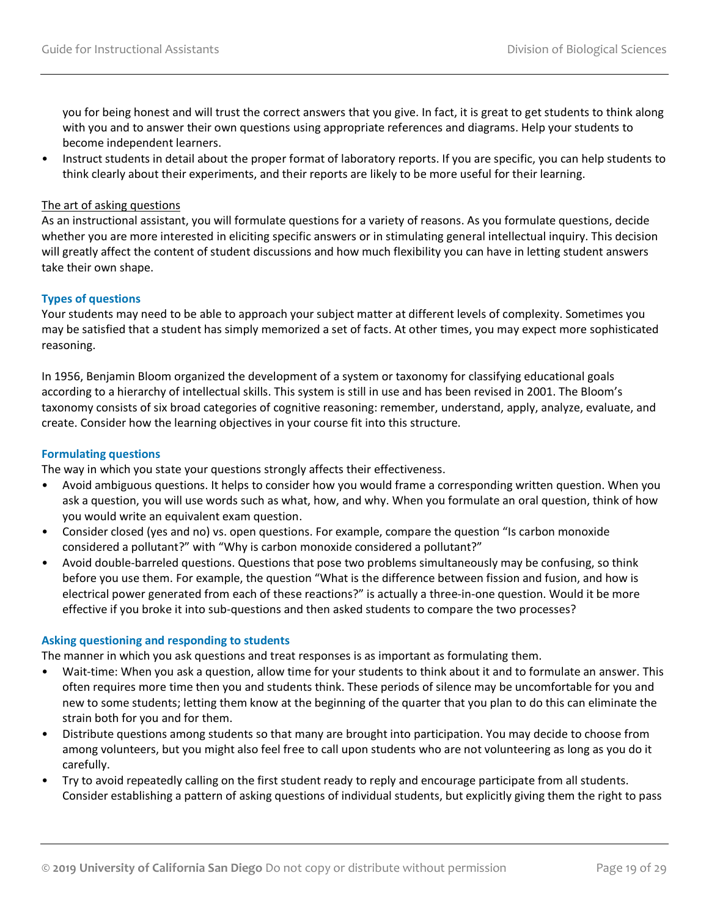you for being honest and will trust the correct answers that you give. In fact, it is great to get students to think along with you and to answer their own questions using appropriate references and diagrams. Help your students to become independent learners.

- Instruct students in detail about the proper format of laboratory reports. If you are specific, you can help students to think clearly about their experiments, and their reports are likely to be more useful for their learning.

<u>The art of asking questions</u>

As an instructional assistant, you will formulate questions for a variety of reasons. As you formulate questions, decide whether you are more interested in eliciting specific answers or in stimulating general intellectual inquiry. This decision will greatly affect the content of student discussions and how much flexibility you can have in letting student answers take their own shape.

### Types of questions

Your students may need to be able to approach your subject matter at different levels of complexity. Sometimes you may be satisfied that a student has simply memorized a set of facts. At other times, you may expect more sophisticated reasoning.

In 1956, Benjamin Bloom organized the development of a system or taxonomy for classifying educational goals according to a hierarchy of intellectual skills. This system is still in use and has been revised in 2001. The Bloom's taxonomy consists of six broad categories of cognitive reasoning: remember, understand, apply, analyze, evaluate, and create. Consider how the learning objectives in your course fit into this structure.

### Formulating questions

The way in which you state your questions strongly affects their effectiveness.

- Avoid ambiguous questions. It helps to consider how you would frame a corresponding written question. When you ask a question, you will use words such as what, how, and why. When you formulate an oral question, think of how you would write an equivalent exam question.
- Consider closed (yes and no) vs. open questions. For example, compare the question "Is carbon monoxide considered a pollutant?" with "Why is carbon monoxide considered a pollutant?"
- Avoid double-barreled questions. Questions that pose two problems simultaneously may be confusing, so think before you use them. For example, the question "What is the difference between fission and fusion, and how is electrical power generated from each of these reactions?" is actually a three-in-one question. Would it be more effective if you broke it into sub-questions and then asked students to compare the two processes?

### Asking questioning and responding to students

The manner in which you ask questions and treat responses is as important as formulating them.

- Wait-time: When you ask a question, allow time for your students to think about it and to formulate an answer. This often requires more time then you and students think. These periods of silence may be uncomfortable for you and new to some students; letting them know at the beginning of the quarter that you plan to do this can eliminate the strain both for you and for them.
- Distribute questions among students so that many are brought into participation. You may decide to choose from among volunteers, but you might also feel free to call upon students who are not volunteering as long as you do it carefully.
- Try to avoid repeatedly calling on the first student ready to reply and encourage participate from all students. Consider establishing a pattern of asking questions of individual students, but explicitly giving them the right to pass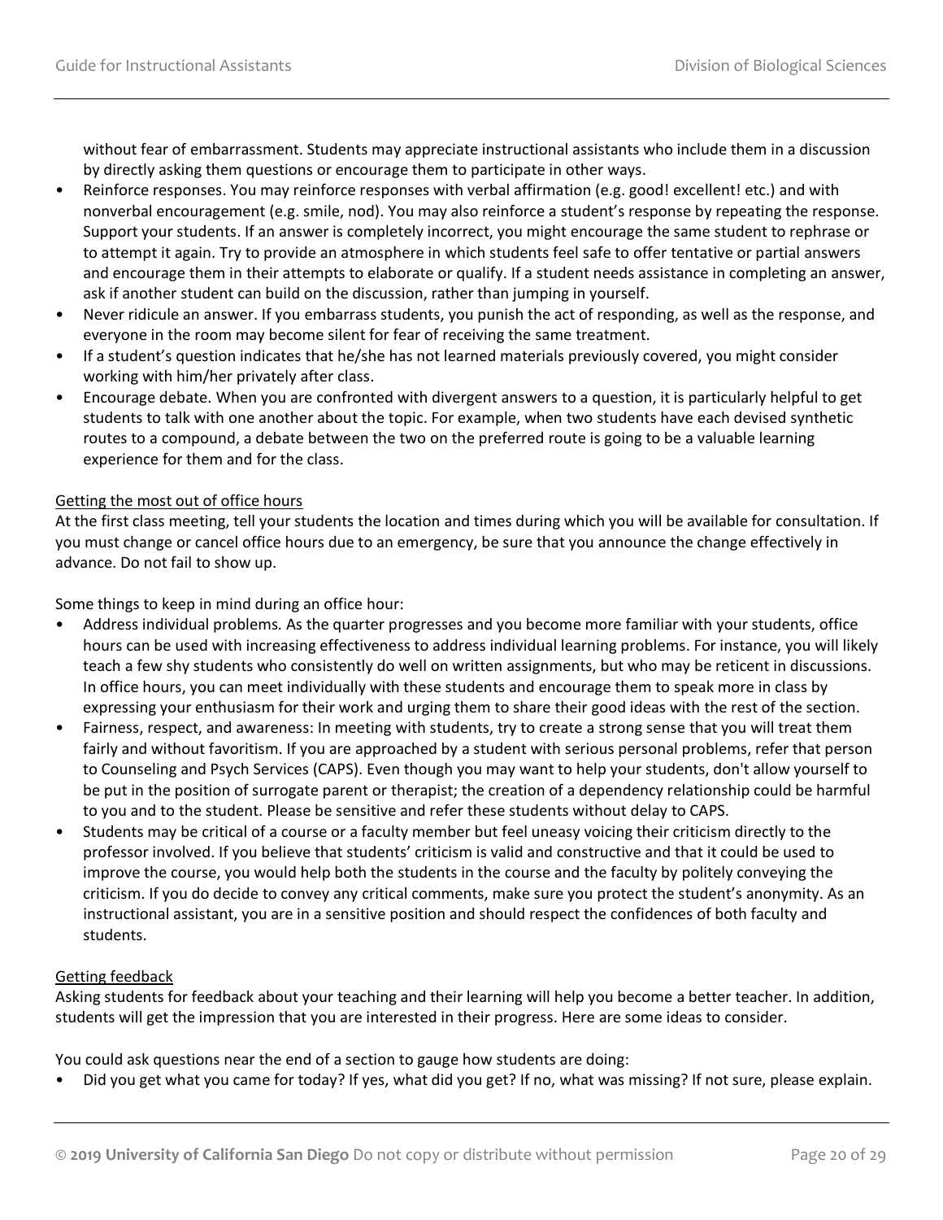without fear of embarrassment. Students may appreciate instructional assistants who include them in a discussion by directly asking them questions or encourage them to participate in other ways.

- Reinforce responses. You may reinforce responses with verbal affirmation (e.g. good! excellent! etc.) and with nonverbal encouragement (e.g. smile, nod). You may also reinforce a student's response by repeating the response. Support your students. If an answer is completely incorrect, you might encourage the same student to rephrase or to attempt it again. Try to provide an atmosphere in which students feel safe to offer tentative or partial answers and encourage them in their attempts to elaborate or qualify. If a student needs assistance in completing an answer, ask if another student can build on the discussion, rather than jumping in yourself.
- Never ridicule an answer. If you embarrass students, you punish the act of responding, as well as the response, and everyone in the room may become silent for fear of receiving the same treatment.
- If a student's question indicates that he/she has not learned materials previously covered, you might consider working with him/her privately after class.
- Encourage debate. When you are confronted with divergent answers to a question, it is particularly helpful to get students to talk with one another about the topic. For example, when two students have each devised synthetic routes to a compound, a debate between the two on the preferred route is going to be a valuable learning experience for them and for the class.

<u>Getting the most out of office hours</u>

At the first class meeting, tell your students the location and times during which you will be available for consultation. If you must change or cancel office hours due to an emergency, be sure that you announce the change effectively in advance. Do not fail to show up.

Some things to keep in mind during an office hour:

- Address individual problems. As the quarter progresses and you become more familiar with your students, office hours can be used with increasing effectiveness to address individual learning problems. For instance, you will likely teach a few shy students who consistently do well on written assignments, but who may be reticent in discussions. In office hours, you can meet individually with these students and encourage them to speak more in class by expressing your enthusiasm for their work and urging them to share their good ideas with the rest of the section.
- Fairness, respect, and awareness: In meeting with students, try to create a strong sense that you will treat them fairly and without favoritism. If you are approached by a student with serious personal problems, refer that person to Counseling and Psych Services (CAPS). Even though you may want to help your students, don't allow yourself to be put in the position of surrogate parent or therapist; the creation of a dependency relationship could be harmful to you and to the student. Please be sensitive and refer these students without delay to CAPS.
- Students may be critical of a course or a faculty member but feel uneasy voicing their criticism directly to the professor involved. If you believe that students' criticism is valid and constructive and that it could be used to improve the course, you would help both the students in the course and the faculty by politely conveying the criticism. If you do decide to convey any critical comments, make sure you protect the student's anonymity. As an instructional assistant, you are in a sensitive position and should respect the confidences of both faculty and students.

<u>Getting feedback</u>

Asking students for feedback about your teaching and their learning will help you become a better teacher. In addition, students will get the impression that you are interested in their progress. Here are some ideas to consider.

You could ask questions near the end of a section to gauge how students are doing:

- Did you get what you came for today? If yes, what did you get? If no, what was missing? If not sure, please explain.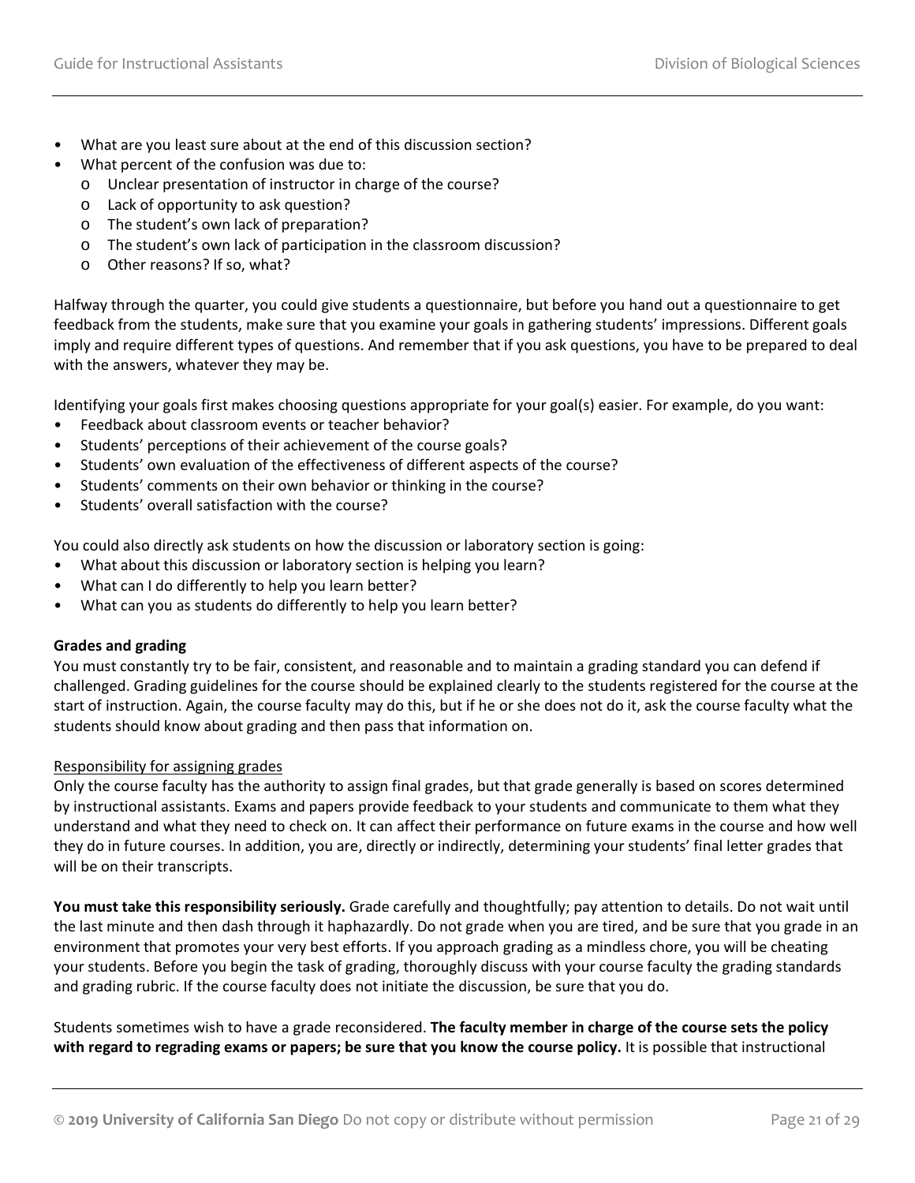- What are you least sure about at the end of this discussion section?
- What percent of the confusion was due to:
  - Unclear presentation of instructor in charge of the course?
  - Lack of opportunity to ask question?
  - The student's own lack of preparation?
  - The student's own lack of participation in the classroom discussion?
  - Other reasons? If so, what?

Halfway through the quarter, you could give students a questionnaire, but before you hand out a questionnaire to get feedback from the students, make sure that you examine your goals in gathering students' impressions. Different goals imply and require different types of questions. And remember that if you ask questions, you have to be prepared to deal with the answers, whatever they may be.

Identifying your goals first makes choosing questions appropriate for your goal(s) easier. For example, do you want:

- Feedback about classroom events or teacher behavior?
- Students' perceptions of their achievement of the course goals?
- Students' own evaluation of the effectiveness of different aspects of the course?
- Students' comments on their own behavior or thinking in the course?
- Students' overall satisfaction with the course?

You could also directly ask students on how the discussion or laboratory section is going:

- What about this discussion or laboratory section is helping you learn?
- What can I do differently to help you learn better?
- What can you as students do differently to help you learn better?

**Grades and grading**

You must constantly try to be fair, consistent, and reasonable and to maintain a grading standard you can defend if challenged. Grading guidelines for the course should be explained clearly to the students registered for the course at the start of instruction. Again, the course faculty may do this, but if he or she does not do it, ask the course faculty what the students should know about grading and then pass that information on.

<u>Responsibility for assigning grades</u>

Only the course faculty has the authority to assign final grades, but that grade generally is based on scores determined by instructional assistants. Exams and papers provide feedback to your students and communicate to them what they understand and what they need to check on. It can affect their performance on future exams in the course and how well they do in future courses. In addition, you are, directly or indirectly, determining your students' final letter grades that will be on their transcripts.

**You must take this responsibility seriously.** Grade carefully and thoughtfully; pay attention to details. Do not wait until the last minute and then dash through it haphazardly. Do not grade when you are tired, and be sure that you grade in an environment that promotes your very best efforts. If you approach grading as a mindless chore, you will be cheating your students. Before you begin the task of grading, thoroughly discuss with your course faculty the grading standards and grading rubric. If the course faculty does not initiate the discussion, be sure that you do.

Students sometimes wish to have a grade reconsidered. **The faculty member in charge of the course sets the policy with regard to regrading exams or papers; be sure that you know the course policy.** It is possible that instructional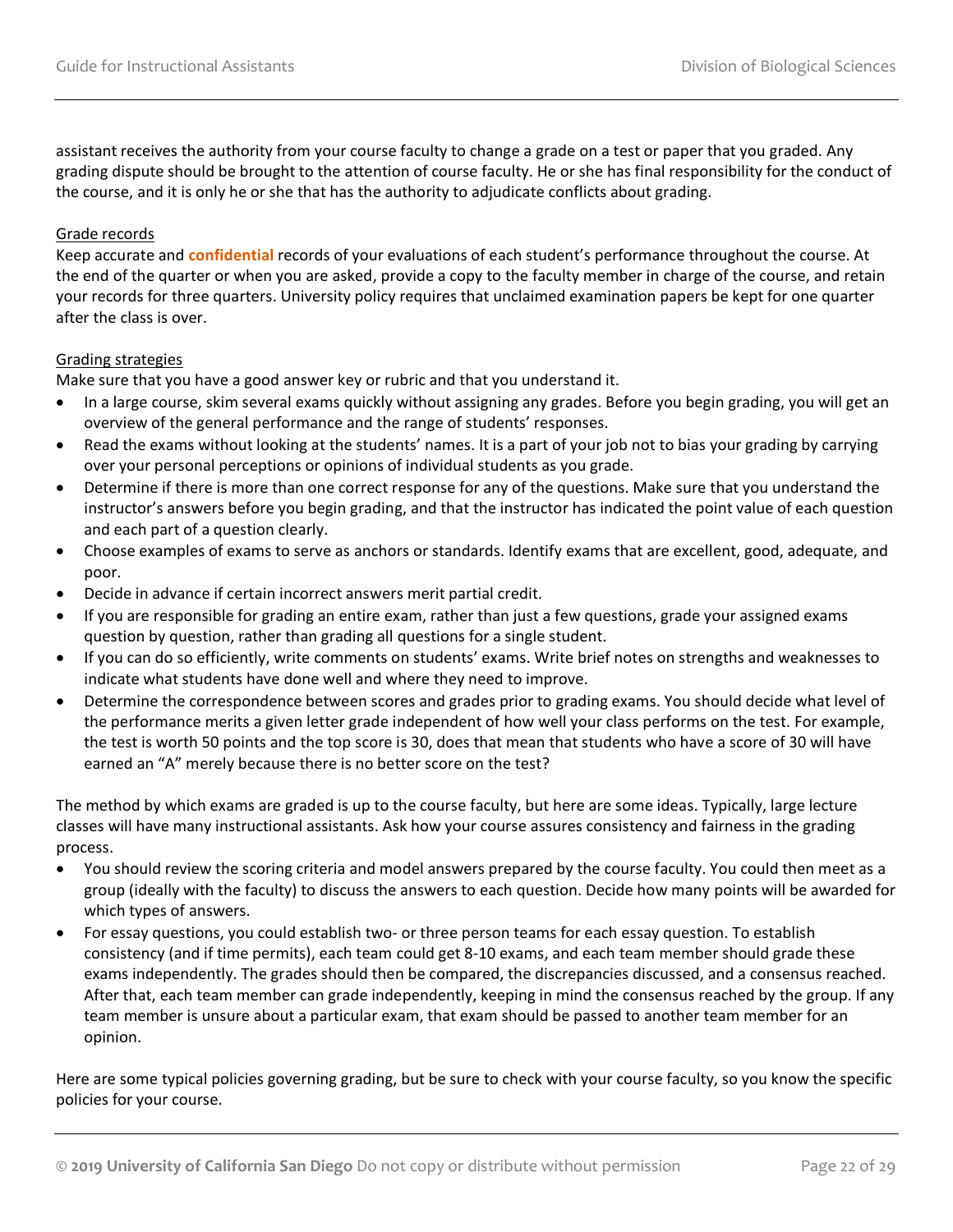assistant receives the authority from your course faculty to change a grade on a test or paper that you graded. Any grading dispute should be brought to the attention of course faculty. He or she has final responsibility for the conduct of the course, and it is only he or she that has the authority to adjudicate conflicts about grading.

Grade records

Keep accurate and **confidential** records of your evaluations of each student's performance throughout the course. At the end of the quarter or when you are asked, provide a copy to the faculty member in charge of the course, and retain your records for three quarters. University policy requires that unclaimed examination papers be kept for one quarter after the class is over.

Grading strategies

Make sure that you have a good answer key or rubric and that you understand it.

- In a large course, skim several exams quickly without assigning any grades. Before you begin grading, you will get an overview of the general performance and the range of students' responses.
- Read the exams without looking at the students' names. It is a part of your job not to bias your grading by carrying over your personal perceptions or opinions of individual students as you grade.
- Determine if there is more than one correct response for any of the questions. Make sure that you understand the instructor's answers before you begin grading, and that the instructor has indicated the point value of each question and each part of a question clearly.
- Choose examples of exams to serve as anchors or standards. Identify exams that are excellent, good, adequate, and poor.
- Decide in advance if certain incorrect answers merit partial credit.
- If you are responsible for grading an entire exam, rather than just a few questions, grade your assigned exams question by question, rather than grading all questions for a single student.
- If you can do so efficiently, write comments on students' exams. Write brief notes on strengths and weaknesses to indicate what students have done well and where they need to improve.
- Determine the correspondence between scores and grades prior to grading exams. You should decide what level of the performance merits a given letter grade independent of how well your class performs on the test. For example, the test is worth 50 points and the top score is 30, does that mean that students who have a score of 30 will have earned an "A" merely because there is no better score on the test?

The method by which exams are graded is up to the course faculty, but here are some ideas. Typically, large lecture classes will have many instructional assistants. Ask how your course assures consistency and fairness in the grading process.

- You should review the scoring criteria and model answers prepared by the course faculty. You could then meet as a group (ideally with the faculty) to discuss the answers to each question. Decide how many points will be awarded for which types of answers.
- For essay questions, you could establish two- or three person teams for each essay question. To establish consistency (and if time permits), each team could get 8-10 exams, and each team member should grade these exams independently. The grades should then be compared, the discrepancies discussed, and a consensus reached. After that, each team member can grade independently, keeping in mind the consensus reached by the group. If any team member is unsure about a particular exam, that exam should be passed to another team member for an opinion.

Here are some typical policies governing grading, but be sure to check with your course faculty, so you know the specific policies for your course.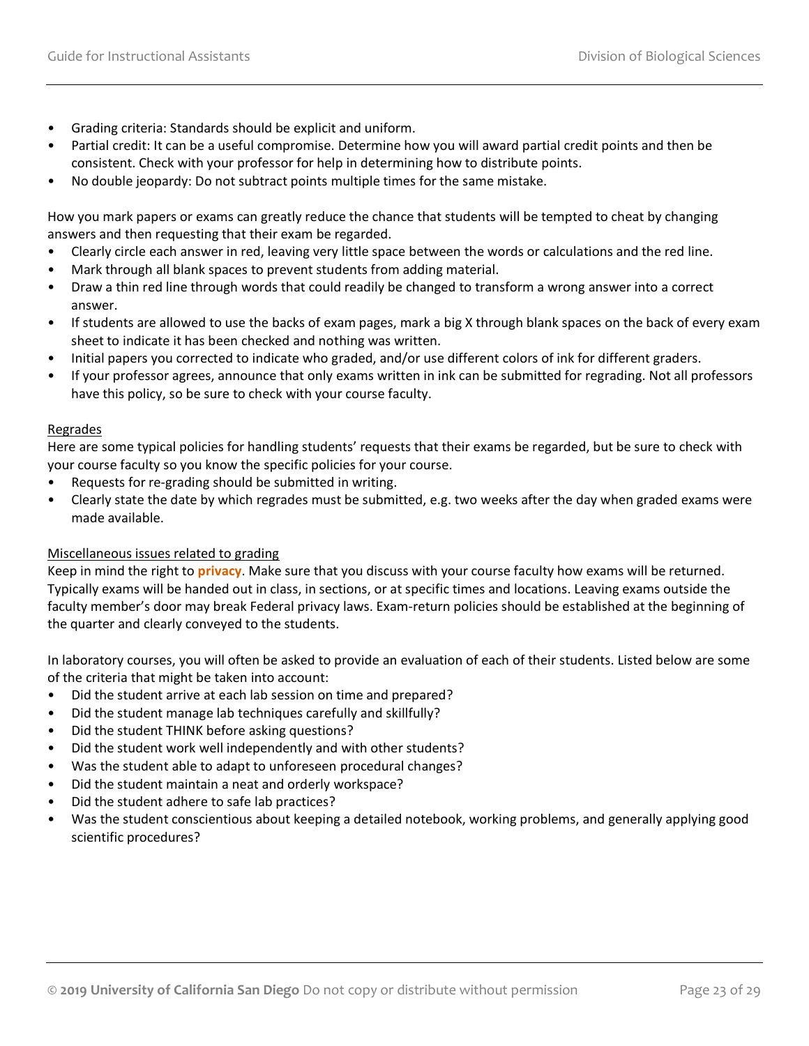- Grading criteria: Standards should be explicit and uniform.
- Partial credit: It can be a useful compromise. Determine how you will award partial credit points and then be consistent. Check with your professor for help in determining how to distribute points.
- No double jeopardy: Do not subtract points multiple times for the same mistake.

How you mark papers or exams can greatly reduce the chance that students will be tempted to cheat by changing answers and then requesting that their exam be regarded.

- Clearly circle each answer in red, leaving very little space between the words or calculations and the red line.
- Mark through all blank spaces to prevent students from adding material.
- Draw a thin red line through words that could readily be changed to transform a wrong answer into a correct answer.
- If students are allowed to use the backs of exam pages, mark a big X through blank spaces on the back of every exam sheet to indicate it has been checked and nothing was written.
- Initial papers you corrected to indicate who graded, and/or use different colors of ink for different graders.
- If your professor agrees, announce that only exams written in ink can be submitted for regrading. Not all professors have this policy, so be sure to check with your course faculty.

<u>Regrades</u>

Here are some typical policies for handling students' requests that their exams be regarded, but be sure to check with your course faculty so you know the specific policies for your course.

- Requests for re-grading should be submitted in writing.
- Clearly state the date by which regrades must be submitted, e.g. two weeks after the day when graded exams were made available.

<u>Miscellaneous issues related to grading</u>

Keep in mind the right to **privacy**. Make sure that you discuss with your course faculty how exams will be returned. Typically exams will be handed out in class, in sections, or at specific times and locations. Leaving exams outside the faculty member's door may break Federal privacy laws. Exam-return policies should be established at the beginning of the quarter and clearly conveyed to the students.

In laboratory courses, you will often be asked to provide an evaluation of each of their students. Listed below are some of the criteria that might be taken into account:

- Did the student arrive at each lab session on time and prepared?
- Did the student manage lab techniques carefully and skillfully?
- Did the student THINK before asking questions?
- Did the student work well independently and with other students?
- Was the student able to adapt to unforeseen procedural changes?
- Did the student maintain a neat and orderly workspace?
- Did the student adhere to safe lab practices?
- Was the student conscientious about keeping a detailed notebook, working problems, and generally applying good scientific procedures?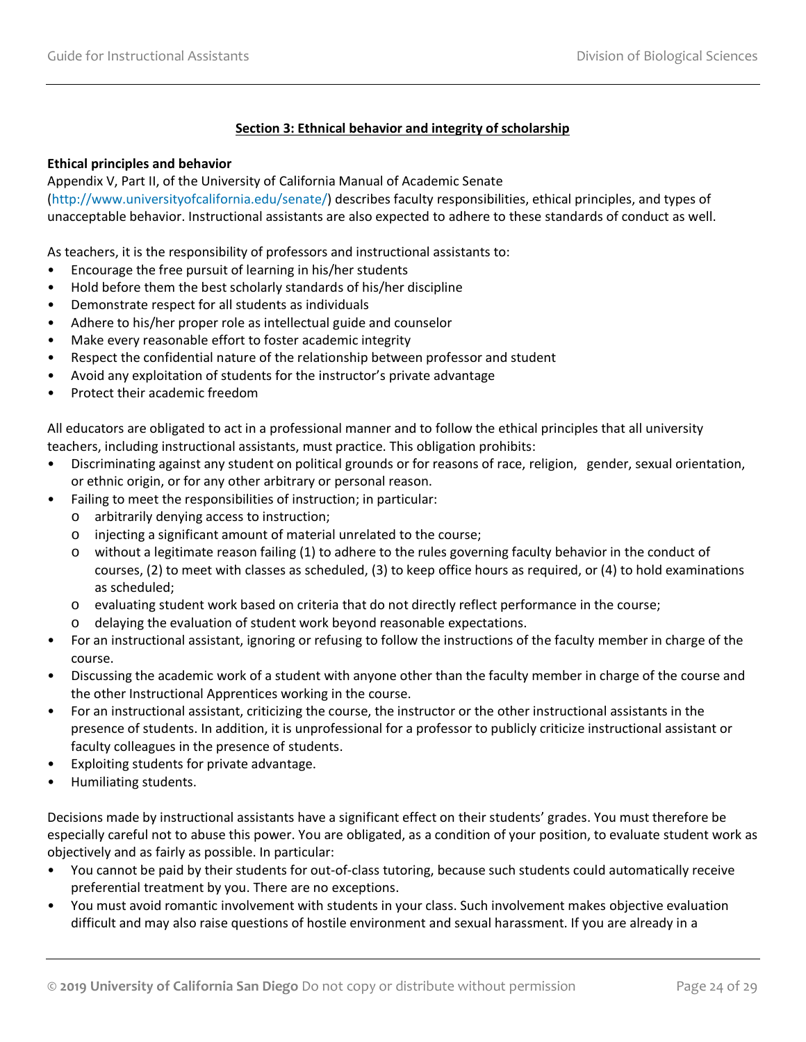## Section 3: Ethnical behavior and integrity of scholarship

**Ethical principles and behavior**

Appendix V, Part II, of the University of California Manual of Academic Senate (http://www.universityofcalifornia.edu/senate/) describes faculty responsibilities, ethical principles, and types of unacceptable behavior. Instructional assistants are also expected to adhere to these standards of conduct as well.

As teachers, it is the responsibility of professors and instructional assistants to:

- Encourage the free pursuit of learning in his/her students
- Hold before them the best scholarly standards of his/her discipline
- Demonstrate respect for all students as individuals
- Adhere to his/her proper role as intellectual guide and counselor
- Make every reasonable effort to foster academic integrity
- Respect the confidential nature of the relationship between professor and student
- Avoid any exploitation of students for the instructor's private advantage
- Protect their academic freedom

All educators are obligated to act in a professional manner and to follow the ethical principles that all university teachers, including instructional assistants, must practice. This obligation prohibits:

- Discriminating against any student on political grounds or for reasons of race, religion, gender, sexual orientation, or ethnic origin, or for any other arbitrary or personal reason.
- Failing to meet the responsibilities of instruction; in particular:
  - arbitrarily denying access to instruction;
  - injecting a significant amount of material unrelated to the course;
  - without a legitimate reason failing (1) to adhere to the rules governing faculty behavior in the conduct of courses, (2) to meet with classes as scheduled, (3) to keep office hours as required, or (4) to hold examinations as scheduled;
  - evaluating student work based on criteria that do not directly reflect performance in the course;
  - delaying the evaluation of student work beyond reasonable expectations.
- For an instructional assistant, ignoring or refusing to follow the instructions of the faculty member in charge of the course.
- Discussing the academic work of a student with anyone other than the faculty member in charge of the course and the other Instructional Apprentices working in the course.
- For an instructional assistant, criticizing the course, the instructor or the other instructional assistants in the presence of students. In addition, it is unprofessional for a professor to publicly criticize instructional assistant or faculty colleagues in the presence of students.
- Exploiting students for private advantage.
- Humiliating students.

Decisions made by instructional assistants have a significant effect on their students' grades. You must therefore be especially careful not to abuse this power. You are obligated, as a condition of your position, to evaluate student work as objectively and as fairly as possible. In particular:

- You cannot be paid by their students for out-of-class tutoring, because such students could automatically receive preferential treatment by you. There are no exceptions.
- You must avoid romantic involvement with students in your class. Such involvement makes objective evaluation difficult and may also raise questions of hostile environment and sexual harassment. If you are already in a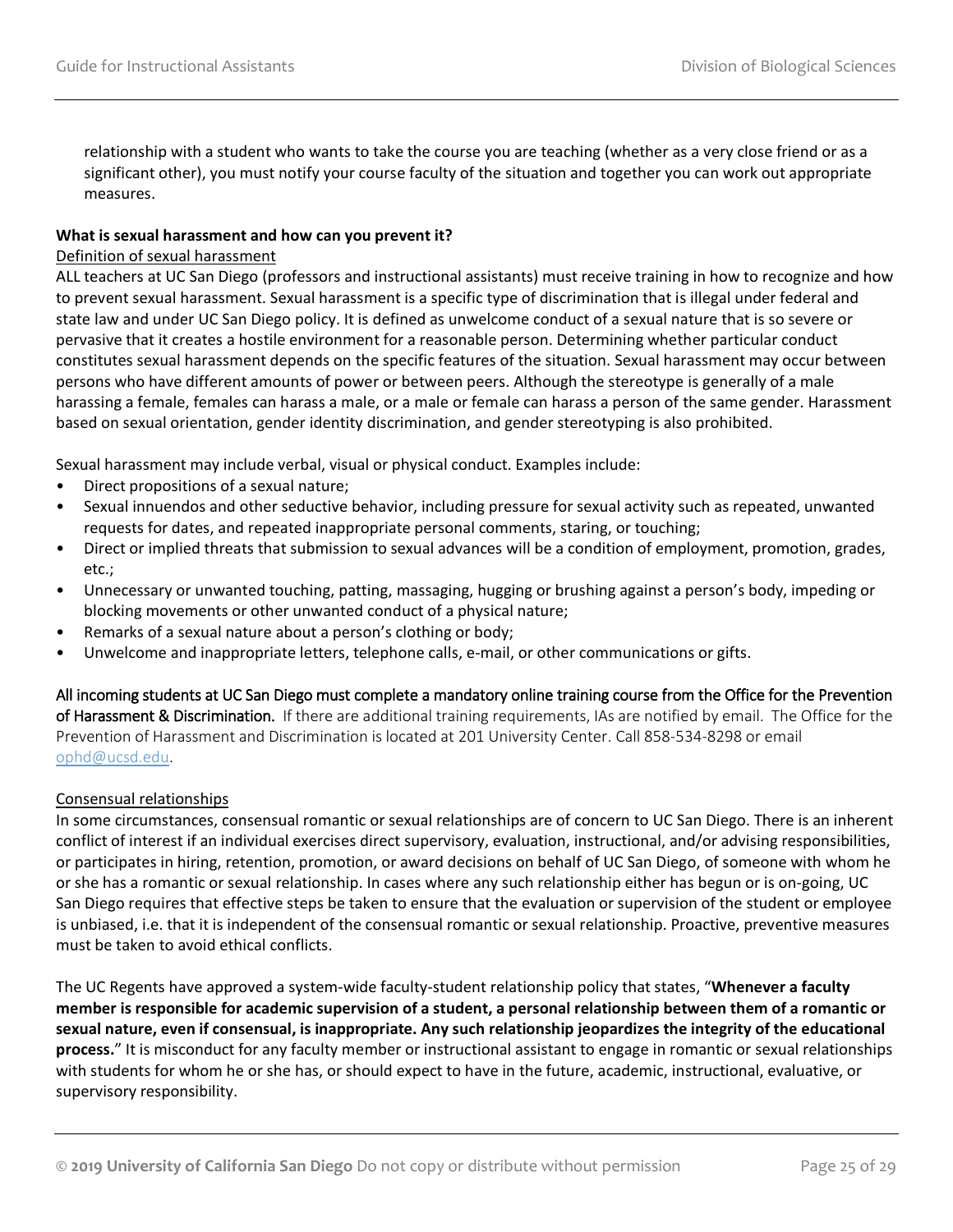relationship with a student who wants to take the course you are teaching (whether as a very close friend or as a significant other), you must notify your course faculty of the situation and together you can work out appropriate measures.

**What is sexual harassment and how can you prevent it?**

Definition of sexual harassment

ALL teachers at UC San Diego (professors and instructional assistants) must receive training in how to recognize and how to prevent sexual harassment. Sexual harassment is a specific type of discrimination that is illegal under federal and state law and under UC San Diego policy. It is defined as unwelcome conduct of a sexual nature that is so severe or pervasive that it creates a hostile environment for a reasonable person. Determining whether particular conduct constitutes sexual harassment depends on the specific features of the situation. Sexual harassment may occur between persons who have different amounts of power or between peers. Although the stereotype is generally of a male harassing a female, females can harass a male, or a male or female can harass a person of the same gender. Harassment based on sexual orientation, gender identity discrimination, and gender stereotyping is also prohibited.

Sexual harassment may include verbal, visual or physical conduct. Examples include:

- Direct propositions of a sexual nature;
- Sexual innuendos and other seductive behavior, including pressure for sexual activity such as repeated, unwanted requests for dates, and repeated inappropriate personal comments, staring, or touching;
- Direct or implied threats that submission to sexual advances will be a condition of employment, promotion, grades, etc.;
- Unnecessary or unwanted touching, patting, massaging, hugging or brushing against a person's body, impeding or blocking movements or other unwanted conduct of a physical nature;
- Remarks of a sexual nature about a person's clothing or body;
- Unwelcome and inappropriate letters, telephone calls, e-mail, or other communications or gifts.

All incoming students at UC San Diego must complete a mandatory online training course from the Office for the Prevention of Harassment & Discrimination. If there are additional training requirements, IAs are notified by email. The Office for the Prevention of Harassment and Discrimination is located at 201 University Center. Call 858-534-8298 or email ophd@ucsd.edu.

Consensual relationships

In some circumstances, consensual romantic or sexual relationships are of concern to UC San Diego. There is an inherent conflict of interest if an individual exercises direct supervisory, evaluation, instructional, and/or advising responsibilities, or participates in hiring, retention, promotion, or award decisions on behalf of UC San Diego, of someone with whom he or she has a romantic or sexual relationship. In cases where any such relationship either has begun or is on-going, UC San Diego requires that effective steps be taken to ensure that the evaluation or supervision of the student or employee is unbiased, i.e. that it is independent of the consensual romantic or sexual relationship. Proactive, preventive measures must be taken to avoid ethical conflicts.

The UC Regents have approved a system-wide faculty-student relationship policy that states, "**Whenever a faculty member is responsible for academic supervision of a student, a personal relationship between them of a romantic or sexual nature, even if consensual, is inappropriate. Any such relationship jeopardizes the integrity of the educational process.**" It is misconduct for any faculty member or instructional assistant to engage in romantic or sexual relationships with students for whom he or she has, or should expect to have in the future, academic, instructional, evaluative, or supervisory responsibility.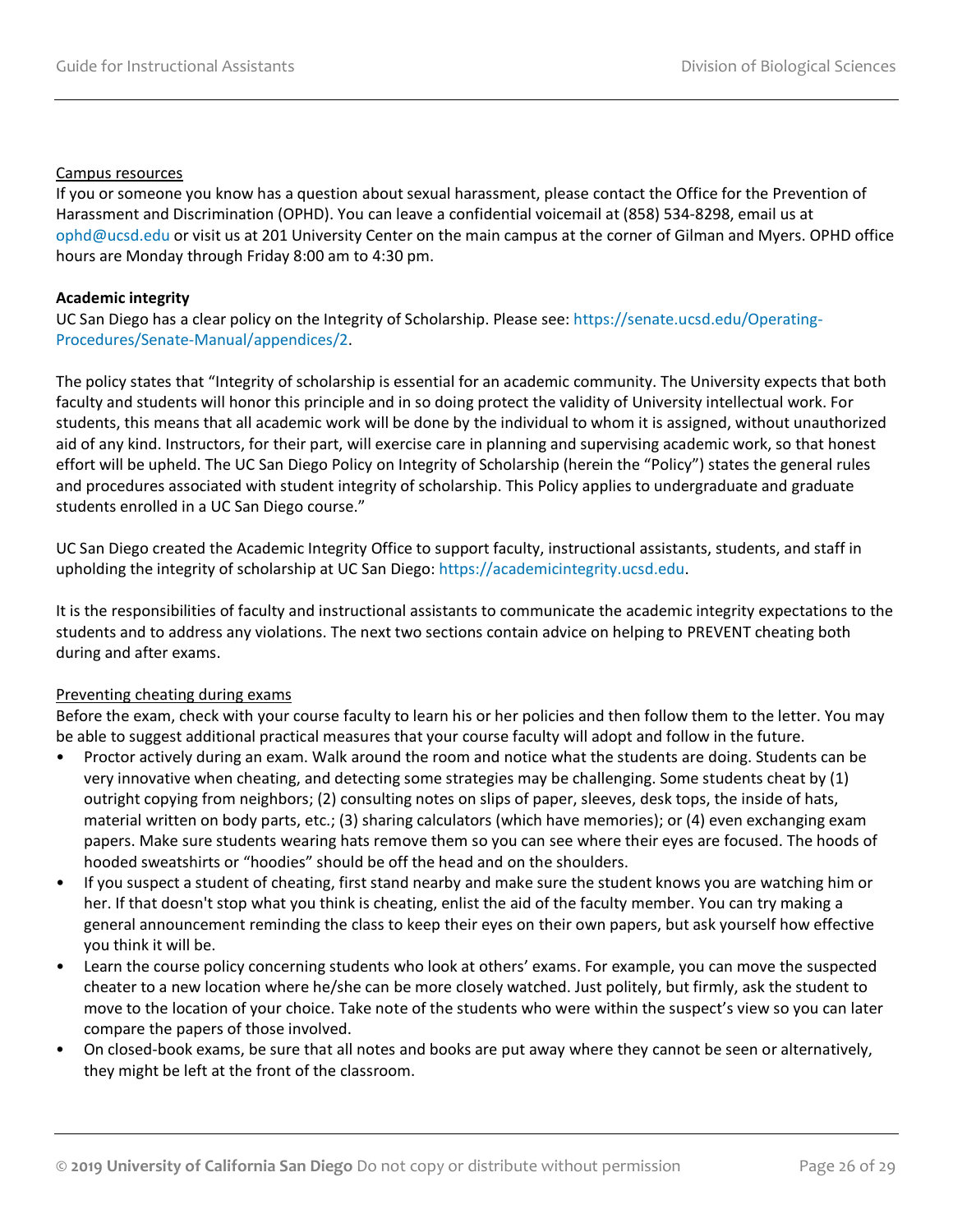<u>Campus resources</u>

If you or someone you know has a question about sexual harassment, please contact the Office for the Prevention of Harassment and Discrimination (OPHD). You can leave a confidential voicemail at (858) 534-8298, email us at ophd@ucsd.edu or visit us at 201 University Center on the main campus at the corner of Gilman and Myers. OPHD office hours are Monday through Friday 8:00 am to 4:30 pm.

**Academic integrity**

UC San Diego has a clear policy on the Integrity of Scholarship. Please see: https://senate.ucsd.edu/Operating-Procedures/Senate-Manual/appendices/2.

The policy states that "Integrity of scholarship is essential for an academic community. The University expects that both faculty and students will honor this principle and in so doing protect the validity of University intellectual work. For students, this means that all academic work will be done by the individual to whom it is assigned, without unauthorized aid of any kind. Instructors, for their part, will exercise care in planning and supervising academic work, so that honest effort will be upheld. The UC San Diego Policy on Integrity of Scholarship (herein the "Policy") states the general rules and procedures associated with student integrity of scholarship. This Policy applies to undergraduate and graduate students enrolled in a UC San Diego course."

UC San Diego created the Academic Integrity Office to support faculty, instructional assistants, students, and staff in upholding the integrity of scholarship at UC San Diego: https://academicintegrity.ucsd.edu.

It is the responsibilities of faculty and instructional assistants to communicate the academic integrity expectations to the students and to address any violations. The next two sections contain advice on helping to PREVENT cheating both during and after exams.

<u>Preventing cheating during exams</u>

Before the exam, check with your course faculty to learn his or her policies and then follow them to the letter. You may be able to suggest additional practical measures that your course faculty will adopt and follow in the future.

- Proctor actively during an exam. Walk around the room and notice what the students are doing. Students can be very innovative when cheating, and detecting some strategies may be challenging. Some students cheat by (1) outright copying from neighbors; (2) consulting notes on slips of paper, sleeves, desk tops, the inside of hats, material written on body parts, etc.; (3) sharing calculators (which have memories); or (4) even exchanging exam papers. Make sure students wearing hats remove them so you can see where their eyes are focused. The hoods of hooded sweatshirts or "hoodies" should be off the head and on the shoulders.
- If you suspect a student of cheating, first stand nearby and make sure the student knows you are watching him or her. If that doesn't stop what you think is cheating, enlist the aid of the faculty member. You can try making a general announcement reminding the class to keep their eyes on their own papers, but ask yourself how effective you think it will be.
- Learn the course policy concerning students who look at others' exams. For example, you can move the suspected cheater to a new location where he/she can be more closely watched. Just politely, but firmly, ask the student to move to the location of your choice. Take note of the students who were within the suspect's view so you can later compare the papers of those involved.
- On closed-book exams, be sure that all notes and books are put away where they cannot be seen or alternatively, they might be left at the front of the classroom.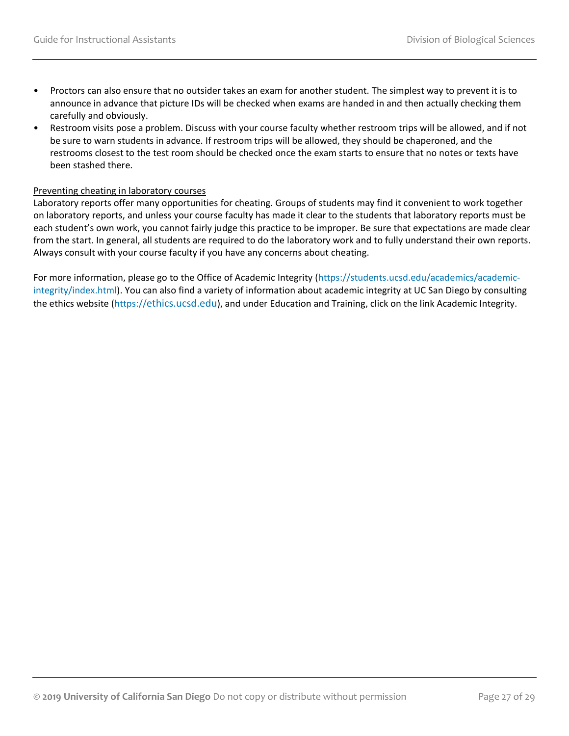- Proctors can also ensure that no outsider takes an exam for another student. The simplest way to prevent it is to announce in advance that picture IDs will be checked when exams are handed in and then actually checking them carefully and obviously.
- Restroom visits pose a problem. Discuss with your course faculty whether restroom trips will be allowed, and if not be sure to warn students in advance. If restroom trips will be allowed, they should be chaperoned, and the restrooms closest to the test room should be checked once the exam starts to ensure that no notes or texts have been stashed there.

<u>Preventing cheating in laboratory courses</u>

Laboratory reports offer many opportunities for cheating. Groups of students may find it convenient to work together on laboratory reports, and unless your course faculty has made it clear to the students that laboratory reports must be each student's own work, you cannot fairly judge this practice to be improper. Be sure that expectations are made clear from the start. In general, all students are required to do the laboratory work and to fully understand their own reports. Always consult with your course faculty if you have any concerns about cheating.

For more information, please go to the Office of Academic Integrity (https://students.ucsd.edu/academics/academic-integrity/index.html). You can also find a variety of information about academic integrity at UC San Diego by consulting the ethics website (https://ethics.ucsd.edu), and under Education and Training, click on the link Academic Integrity.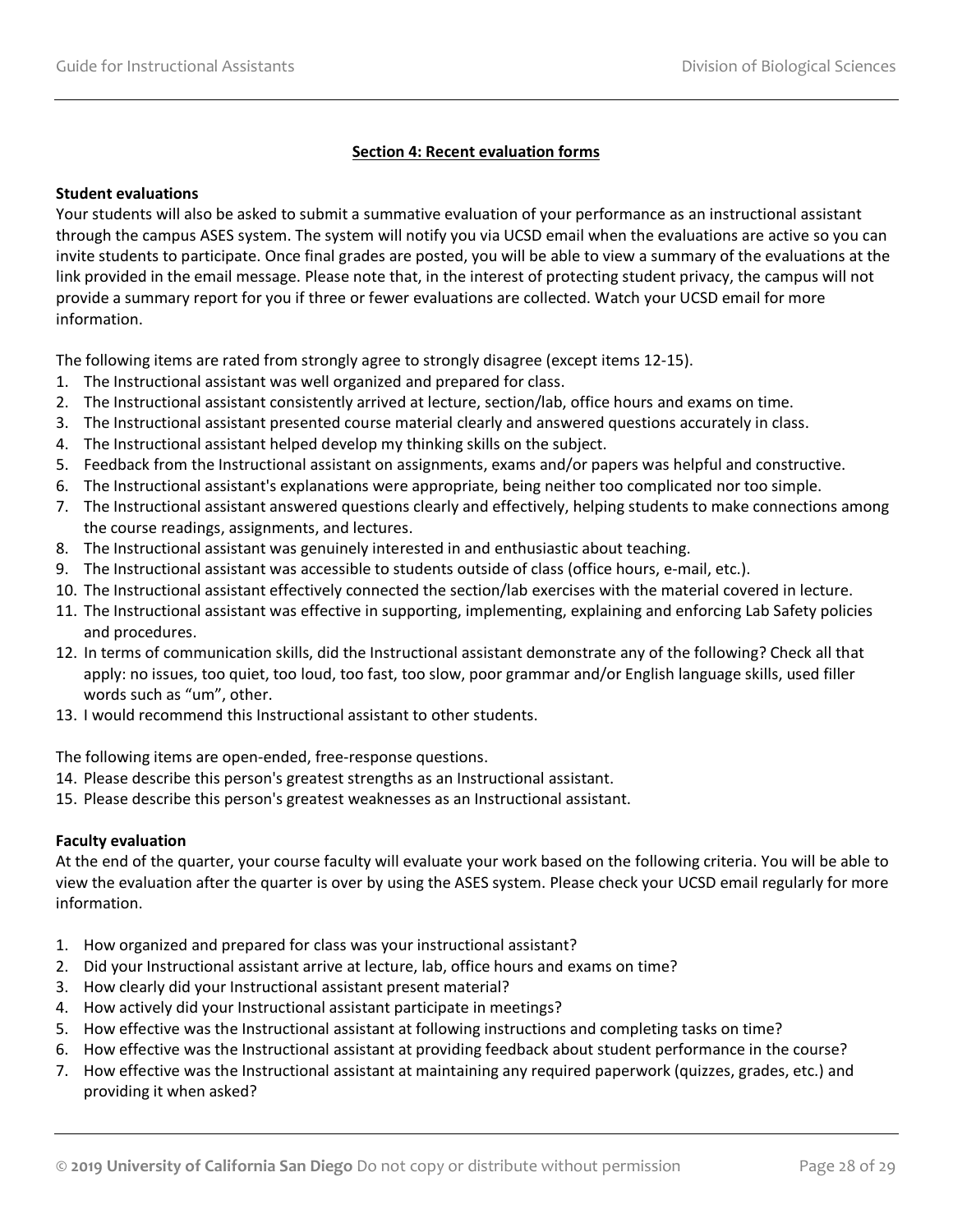## Section 4: Recent evaluation forms

**Student evaluations**

Your students will also be asked to submit a summative evaluation of your performance as an instructional assistant through the campus ASES system. The system will notify you via UCSD email when the evaluations are active so you can invite students to participate. Once final grades are posted, you will be able to view a summary of the evaluations at the link provided in the email message. Please note that, in the interest of protecting student privacy, the campus will not provide a summary report for you if three or fewer evaluations are collected. Watch your UCSD email for more information.

The following items are rated from strongly agree to strongly disagree (except items 12-15).

1. The Instructional assistant was well organized and prepared for class.
2. The Instructional assistant consistently arrived at lecture, section/lab, office hours and exams on time.
3. The Instructional assistant presented course material clearly and answered questions accurately in class.
4. The Instructional assistant helped develop my thinking skills on the subject.
5. Feedback from the Instructional assistant on assignments, exams and/or papers was helpful and constructive.
6. The Instructional assistant's explanations were appropriate, being neither too complicated nor too simple.
7. The Instructional assistant answered questions clearly and effectively, helping students to make connections among the course readings, assignments, and lectures.
8. The Instructional assistant was genuinely interested in and enthusiastic about teaching.
9. The Instructional assistant was accessible to students outside of class (office hours, e-mail, etc.).
10. The Instructional assistant effectively connected the section/lab exercises with the material covered in lecture.
11. The Instructional assistant was effective in supporting, implementing, explaining and enforcing Lab Safety policies and procedures.
12. In terms of communication skills, did the Instructional assistant demonstrate any of the following? Check all that apply: no issues, too quiet, too loud, too fast, too slow, poor grammar and/or English language skills, used filler words such as "um", other.
13. I would recommend this Instructional assistant to other students.

The following items are open-ended, free-response questions.

14. Please describe this person's greatest strengths as an Instructional assistant.
15. Please describe this person's greatest weaknesses as an Instructional assistant.

**Faculty evaluation**

At the end of the quarter, your course faculty will evaluate your work based on the following criteria. You will be able to view the evaluation after the quarter is over by using the ASES system. Please check your UCSD email regularly for more information.

1. How organized and prepared for class was your instructional assistant?
2. Did your Instructional assistant arrive at lecture, lab, office hours and exams on time?
3. How clearly did your Instructional assistant present material?
4. How actively did your Instructional assistant participate in meetings?
5. How effective was the Instructional assistant at following instructions and completing tasks on time?
6. How effective was the Instructional assistant at providing feedback about student performance in the course?
7. How effective was the Instructional assistant at maintaining any required paperwork (quizzes, grades, etc.) and providing it when asked?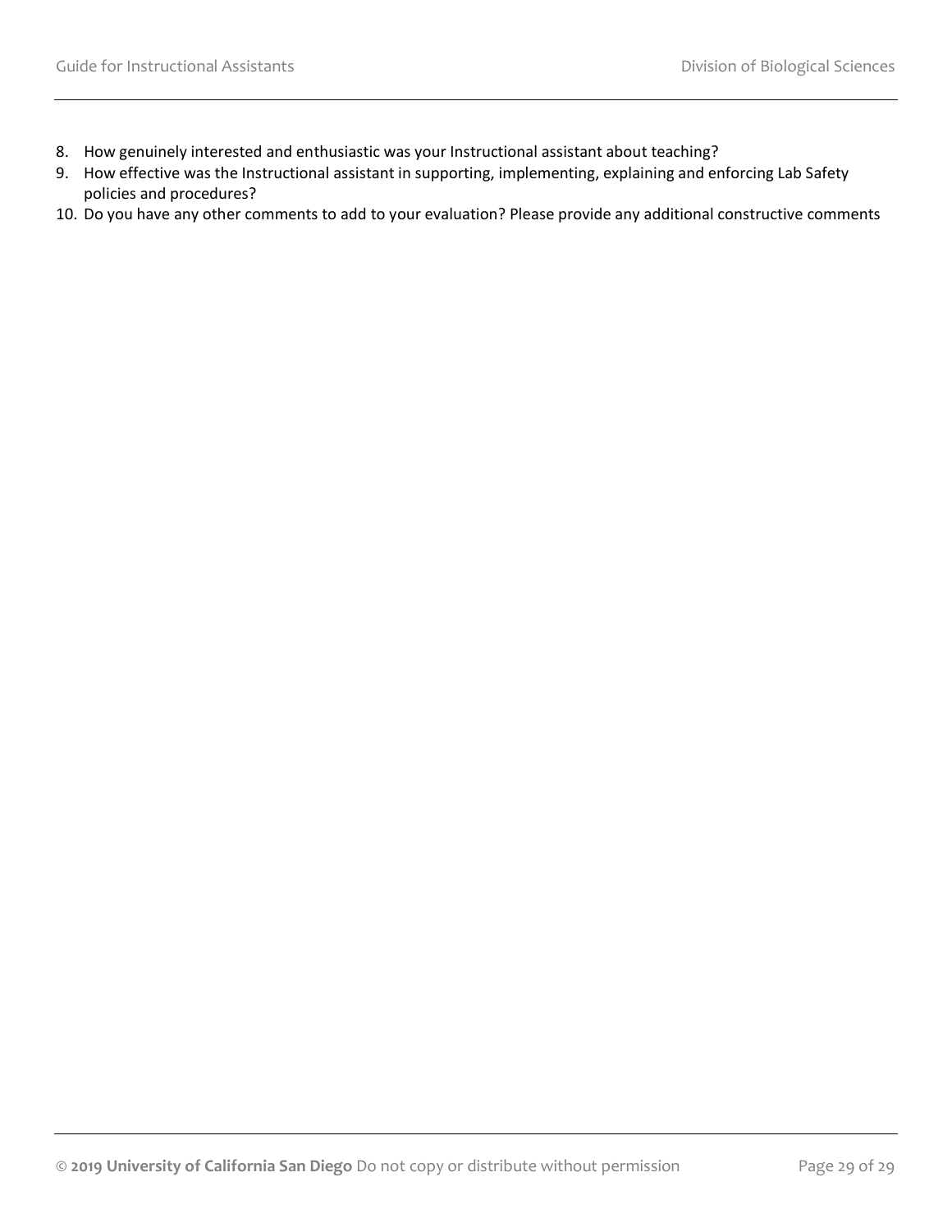8. How genuinely interested and enthusiastic was your Instructional assistant about teaching?
9. How effective was the Instructional assistant in supporting, implementing, explaining and enforcing Lab Safety policies and procedures?
10. Do you have any other comments to add to your evaluation? Please provide any additional constructive comments